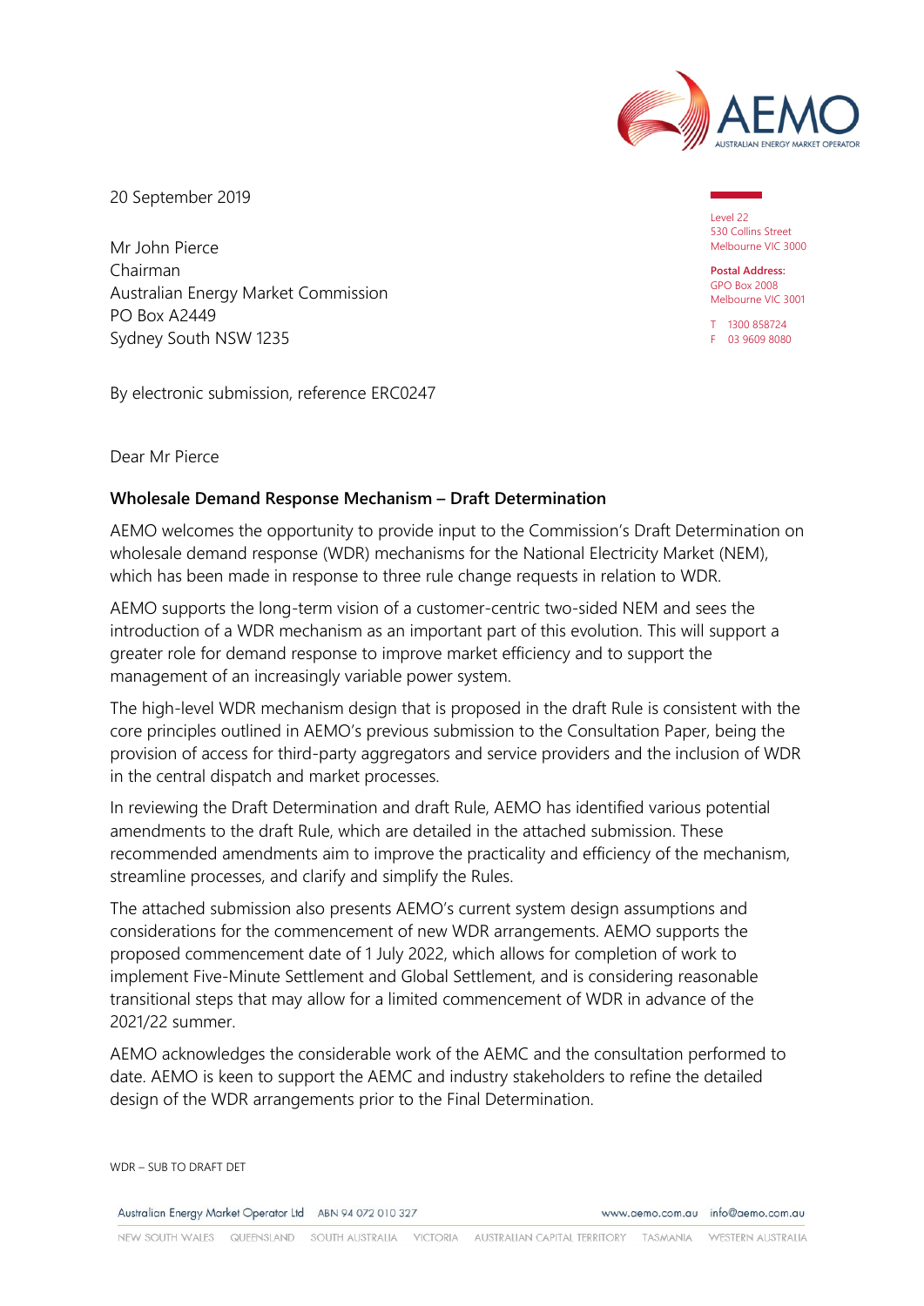20 September 2019

Level 22
530 Collins Street
Melbourne VIC 3000

**Postal Address:**
GPO Box 2008
Melbourne VIC 3001

T 1300 858724
F 03 9609 8080

Mr John Pierce
Chairman
Australian Energy Market Commission
PO Box A2449
Sydney South NSW 1235

By electronic submission, reference ERC0247

Dear Mr Pierce

**Wholesale Demand Response Mechanism – Draft Determination**

AEMO welcomes the opportunity to provide input to the Commission's Draft Determination on wholesale demand response (WDR) mechanisms for the National Electricity Market (NEM), which has been made in response to three rule change requests in relation to WDR.

AEMO supports the long-term vision of a customer-centric two-sided NEM and sees the introduction of a WDR mechanism as an important part of this evolution. This will support a greater role for demand response to improve market efficiency and to support the management of an increasingly variable power system.

The high-level WDR mechanism design that is proposed in the draft Rule is consistent with the core principles outlined in AEMO's previous submission to the Consultation Paper, being the provision of access for third-party aggregators and service providers and the inclusion of WDR in the central dispatch and market processes.

In reviewing the Draft Determination and draft Rule, AEMO has identified various potential amendments to the draft Rule, which are detailed in the attached submission. These recommended amendments aim to improve the practicality and efficiency of the mechanism, streamline processes, and clarify and simplify the Rules.

The attached submission also presents AEMO's current system design assumptions and considerations for the commencement of new WDR arrangements. AEMO supports the proposed commencement date of 1 July 2022, which allows for completion of work to implement Five-Minute Settlement and Global Settlement, and is considering reasonable transitional steps that may allow for a limited commencement of WDR in advance of the 2021/22 summer.

AEMO acknowledges the considerable work of the AEMC and the consultation performed to date. AEMO is keen to support the AEMC and industry stakeholders to refine the detailed design of the WDR arrangements prior to the Final Determination.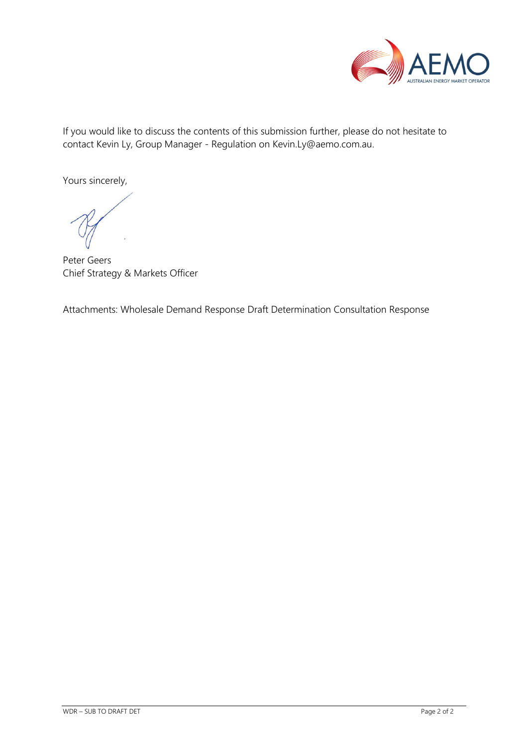If you would like to discuss the contents of this submission further, please do not hesitate to contact Kevin Ly, Group Manager - Regulation on Kevin.Ly@aemo.com.au.

Yours sincerely,

Peter Geers
Chief Strategy & Markets Officer

Attachments: Wholesale Demand Response Draft Determination Consultation Response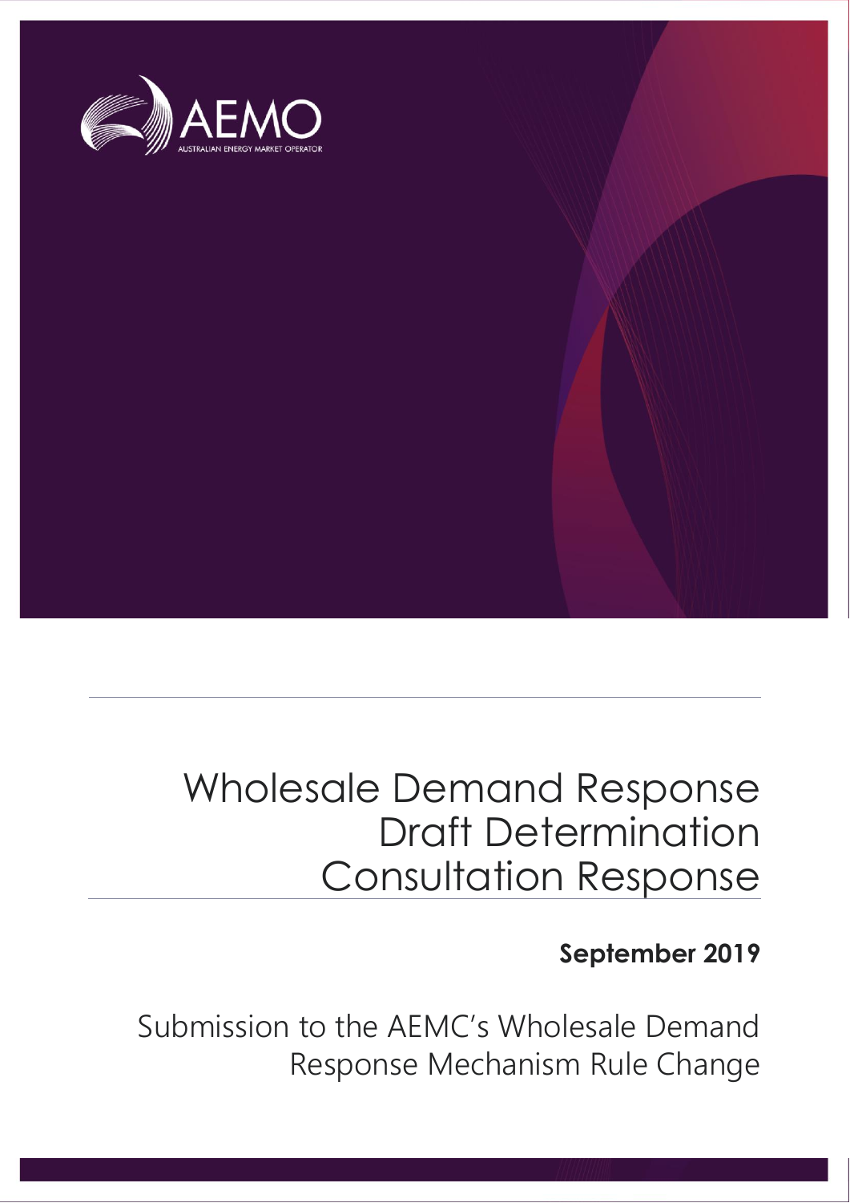# Wholesale Demand Response Draft Determination Consultation Response

**September 2019**

Submission to the AEMC's Wholesale Demand Response Mechanism Rule Change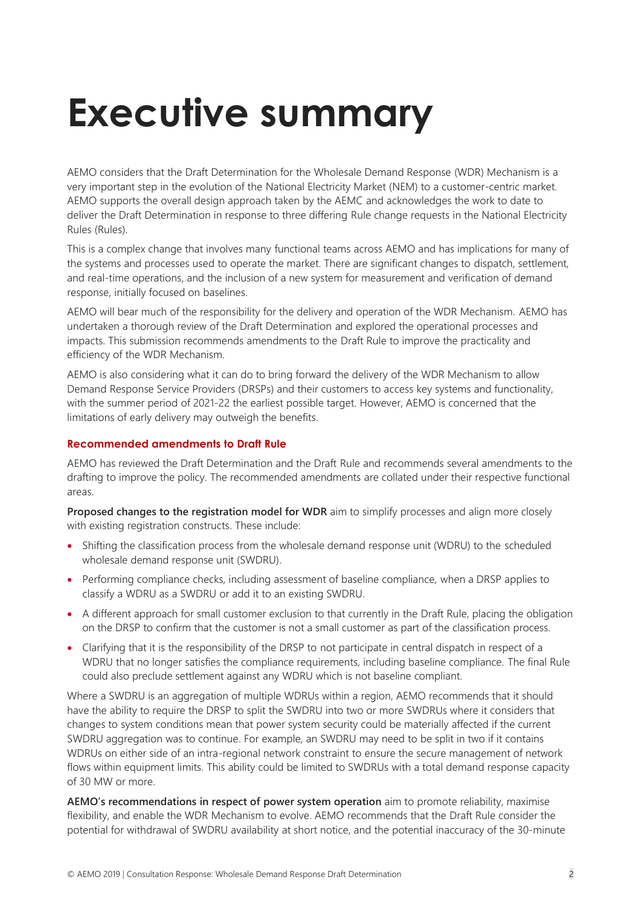# Executive summary

AEMO considers that the Draft Determination for the Wholesale Demand Response (WDR) Mechanism is a very important step in the evolution of the National Electricity Market (NEM) to a customer-centric market. AEMO supports the overall design approach taken by the AEMC and acknowledges the work to date to deliver the Draft Determination in response to three differing Rule change requests in the National Electricity Rules (Rules).

This is a complex change that involves many functional teams across AEMO and has implications for many of the systems and processes used to operate the market. There are significant changes to dispatch, settlement, and real-time operations, and the inclusion of a new system for measurement and verification of demand response, initially focused on baselines.

AEMO will bear much of the responsibility for the delivery and operation of the WDR Mechanism. AEMO has undertaken a thorough review of the Draft Determination and explored the operational processes and impacts. This submission recommends amendments to the Draft Rule to improve the practicality and efficiency of the WDR Mechanism.

AEMO is also considering what it can do to bring forward the delivery of the WDR Mechanism to allow Demand Response Service Providers (DRSPs) and their customers to access key systems and functionality, with the summer period of 2021-22 the earliest possible target. However, AEMO is concerned that the limitations of early delivery may outweigh the benefits.

### Recommended amendments to Draft Rule

AEMO has reviewed the Draft Determination and the Draft Rule and recommends several amendments to the drafting to improve the policy. The recommended amendments are collated under their respective functional areas.

**Proposed changes to the registration model for WDR** aim to simplify processes and align more closely with existing registration constructs. These include:

- Shifting the classification process from the wholesale demand response unit (WDRU) to the scheduled wholesale demand response unit (SWDRU).
- Performing compliance checks, including assessment of baseline compliance, when a DRSP applies to classify a WDRU as a SWDRU or add it to an existing SWDRU.
- A different approach for small customer exclusion to that currently in the Draft Rule, placing the obligation on the DRSP to confirm that the customer is not a small customer as part of the classification process.
- Clarifying that it is the responsibility of the DRSP to not participate in central dispatch in respect of a WDRU that no longer satisfies the compliance requirements, including baseline compliance. The final Rule could also preclude settlement against any WDRU which is not baseline compliant.

Where a SWDRU is an aggregation of multiple WDRUs within a region, AEMO recommends that it should have the ability to require the DRSP to split the SWDRU into two or more SWDRUs where it considers that changes to system conditions mean that power system security could be materially affected if the current SWDRU aggregation was to continue. For example, an SWDRU may need to be split in two if it contains WDRUs on either side of an intra-regional network constraint to ensure the secure management of network flows within equipment limits. This ability could be limited to SWDRUs with a total demand response capacity of 30 MW or more.

**AEMO's recommendations in respect of power system operation** aim to promote reliability, maximise flexibility, and enable the WDR Mechanism to evolve. AEMO recommends that the Draft Rule consider the potential for withdrawal of SWDRU availability at short notice, and the potential inaccuracy of the 30-minute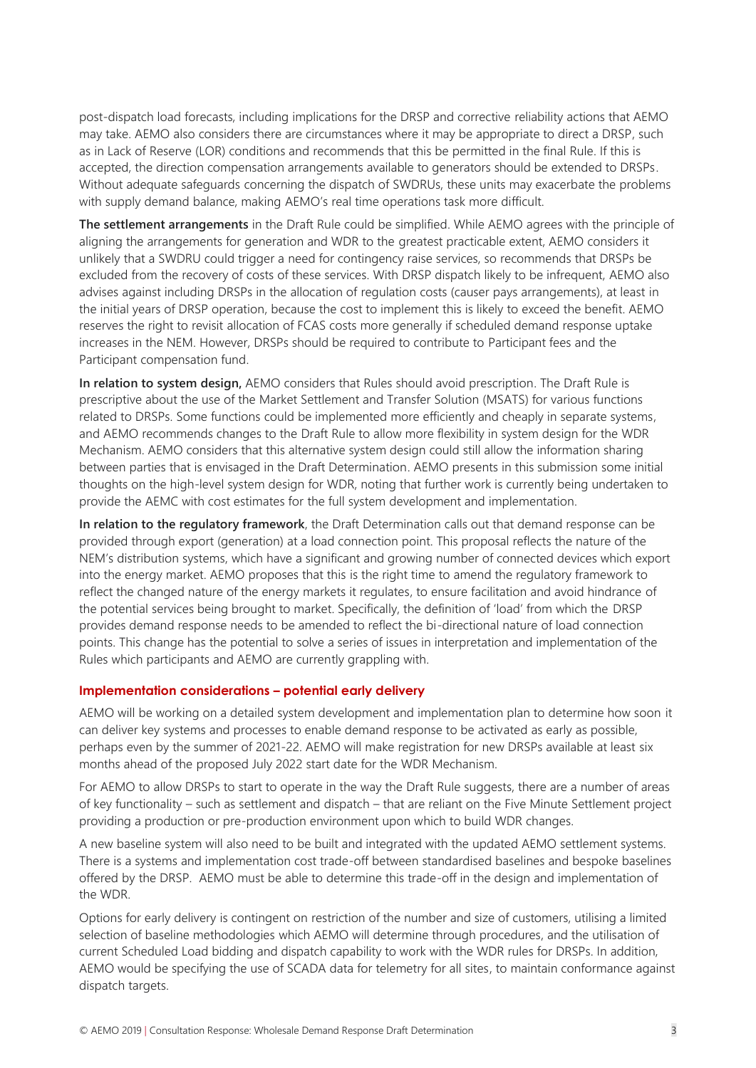post-dispatch load forecasts, including implications for the DRSP and corrective reliability actions that AEMO may take. AEMO also considers there are circumstances where it may be appropriate to direct a DRSP, such as in Lack of Reserve (LOR) conditions and recommends that this be permitted in the final Rule. If this is accepted, the direction compensation arrangements available to generators should be extended to DRSPs. Without adequate safeguards concerning the dispatch of SWDRUs, these units may exacerbate the problems with supply demand balance, making AEMO's real time operations task more difficult.

**The settlement arrangements** in the Draft Rule could be simplified. While AEMO agrees with the principle of aligning the arrangements for generation and WDR to the greatest practicable extent, AEMO considers it unlikely that a SWDRU could trigger a need for contingency raise services, so recommends that DRSPs be excluded from the recovery of costs of these services. With DRSP dispatch likely to be infrequent, AEMO also advises against including DRSPs in the allocation of regulation costs (causer pays arrangements), at least in the initial years of DRSP operation, because the cost to implement this is likely to exceed the benefit. AEMO reserves the right to revisit allocation of FCAS costs more generally if scheduled demand response uptake increases in the NEM. However, DRSPs should be required to contribute to Participant fees and the Participant compensation fund.

**In relation to system design,** AEMO considers that Rules should avoid prescription. The Draft Rule is prescriptive about the use of the Market Settlement and Transfer Solution (MSATS) for various functions related to DRSPs. Some functions could be implemented more efficiently and cheaply in separate systems, and AEMO recommends changes to the Draft Rule to allow more flexibility in system design for the WDR Mechanism. AEMO considers that this alternative system design could still allow the information sharing between parties that is envisaged in the Draft Determination. AEMO presents in this submission some initial thoughts on the high-level system design for WDR, noting that further work is currently being undertaken to provide the AEMC with cost estimates for the full system development and implementation.

**In relation to the regulatory framework**, the Draft Determination calls out that demand response can be provided through export (generation) at a load connection point. This proposal reflects the nature of the NEM's distribution systems, which have a significant and growing number of connected devices which export into the energy market. AEMO proposes that this is the right time to amend the regulatory framework to reflect the changed nature of the energy markets it regulates, to ensure facilitation and avoid hindrance of the potential services being brought to market. Specifically, the definition of 'load' from which the DRSP provides demand response needs to be amended to reflect the bi-directional nature of load connection points. This change has the potential to solve a series of issues in interpretation and implementation of the Rules which participants and AEMO are currently grappling with.

### Implementation considerations – potential early delivery

AEMO will be working on a detailed system development and implementation plan to determine how soon it can deliver key systems and processes to enable demand response to be activated as early as possible, perhaps even by the summer of 2021-22. AEMO will make registration for new DRSPs available at least six months ahead of the proposed July 2022 start date for the WDR Mechanism.

For AEMO to allow DRSPs to start to operate in the way the Draft Rule suggests, there are a number of areas of key functionality – such as settlement and dispatch – that are reliant on the Five Minute Settlement project providing a production or pre-production environment upon which to build WDR changes.

A new baseline system will also need to be built and integrated with the updated AEMO settlement systems. There is a systems and implementation cost trade-off between standardised baselines and bespoke baselines offered by the DRSP. AEMO must be able to determine this trade-off in the design and implementation of the WDR.

Options for early delivery is contingent on restriction of the number and size of customers, utilising a limited selection of baseline methodologies which AEMO will determine through procedures, and the utilisation of current Scheduled Load bidding and dispatch capability to work with the WDR rules for DRSPs. In addition, AEMO would be specifying the use of SCADA data for telemetry for all sites, to maintain conformance against dispatch targets.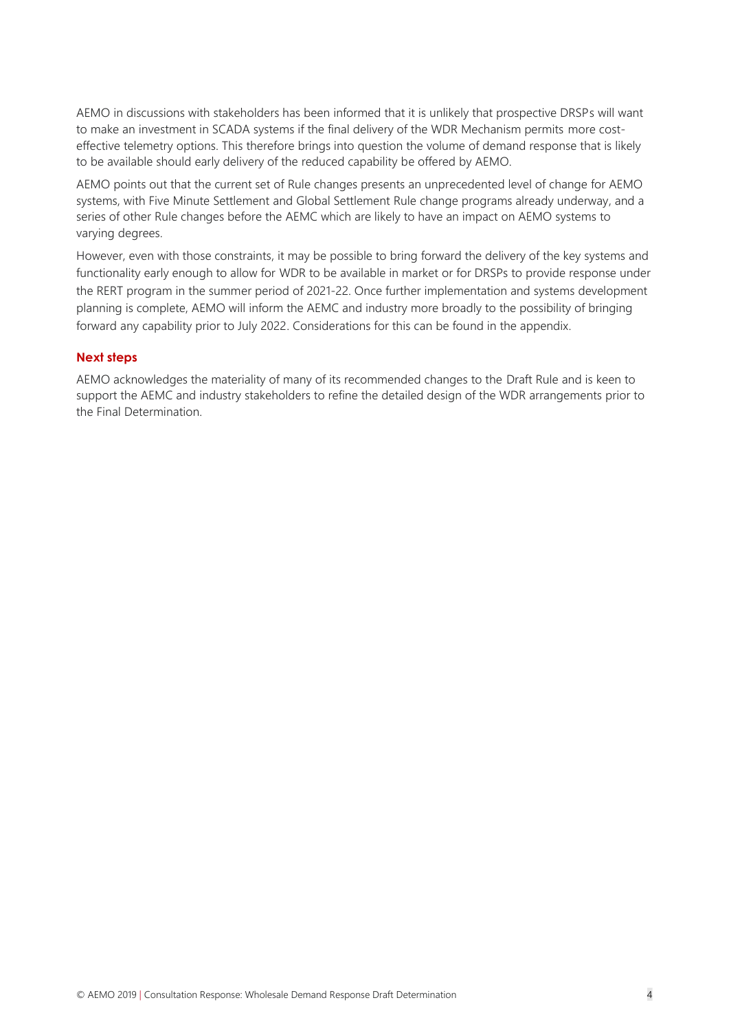AEMO in discussions with stakeholders has been informed that it is unlikely that prospective DRSPs will want to make an investment in SCADA systems if the final delivery of the WDR Mechanism permits more cost-effective telemetry options. This therefore brings into question the volume of demand response that is likely to be available should early delivery of the reduced capability be offered by AEMO.

AEMO points out that the current set of Rule changes presents an unprecedented level of change for AEMO systems, with Five Minute Settlement and Global Settlement Rule change programs already underway, and a series of other Rule changes before the AEMC which are likely to have an impact on AEMO systems to varying degrees.

However, even with those constraints, it may be possible to bring forward the delivery of the key systems and functionality early enough to allow for WDR to be available in market or for DRSPs to provide response under the RERT program in the summer period of 2021-22. Once further implementation and systems development planning is complete, AEMO will inform the AEMC and industry more broadly to the possibility of bringing forward any capability prior to July 2022. Considerations for this can be found in the appendix.

### Next steps

AEMO acknowledges the materiality of many of its recommended changes to the Draft Rule and is keen to support the AEMC and industry stakeholders to refine the detailed design of the WDR arrangements prior to the Final Determination.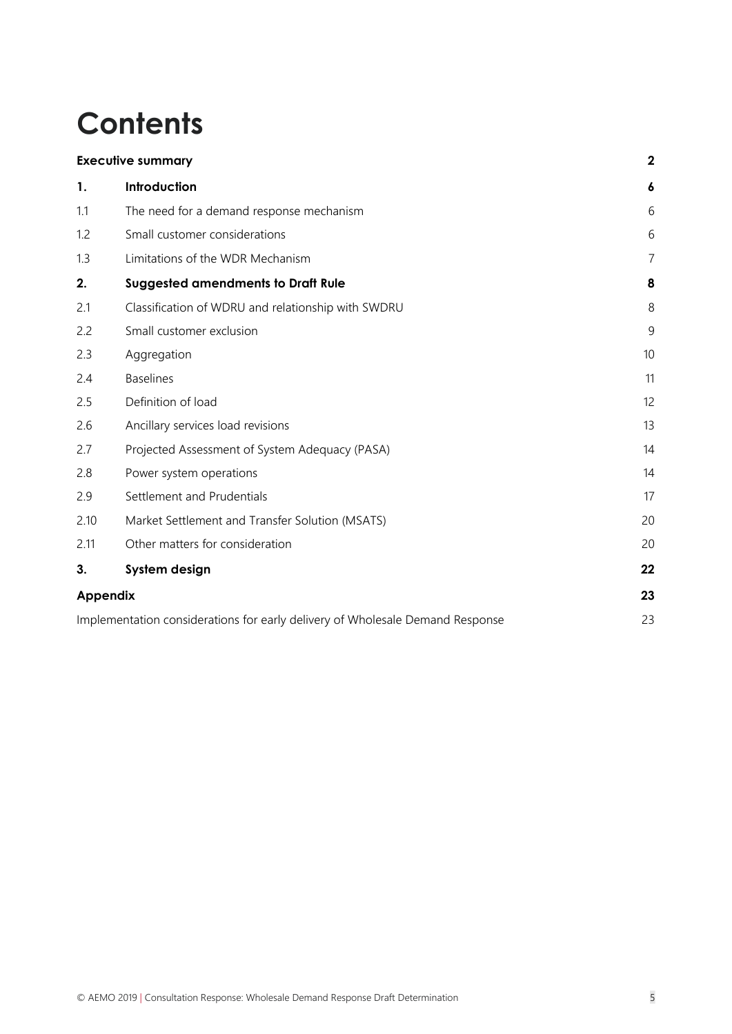# Contents

| | | |
|---|---|---|
| **Executive summary** | | **2** |
| **1.** | **Introduction** | **6** |
| 1.1 | The need for a demand response mechanism | 6 |
| 1.2 | Small customer considerations | 6 |
| 1.3 | Limitations of the WDR Mechanism | 7 |
| **2.** | **Suggested amendments to Draft Rule** | **8** |
| 2.1 | Classification of WDRU and relationship with SWDRU | 8 |
| 2.2 | Small customer exclusion | 9 |
| 2.3 | Aggregation | 10 |
| 2.4 | Baselines | 11 |
| 2.5 | Definition of load | 12 |
| 2.6 | Ancillary services load revisions | 13 |
| 2.7 | Projected Assessment of System Adequacy (PASA) | 14 |
| 2.8 | Power system operations | 14 |
| 2.9 | Settlement and Prudentials | 17 |
| 2.10 | Market Settlement and Transfer Solution (MSATS) | 20 |
| 2.11 | Other matters for consideration | 20 |
| **3.** | **System design** | **22** |
| **Appendix** | | **23** |
| Implementation considerations for early delivery of Wholesale Demand Response | | 23 |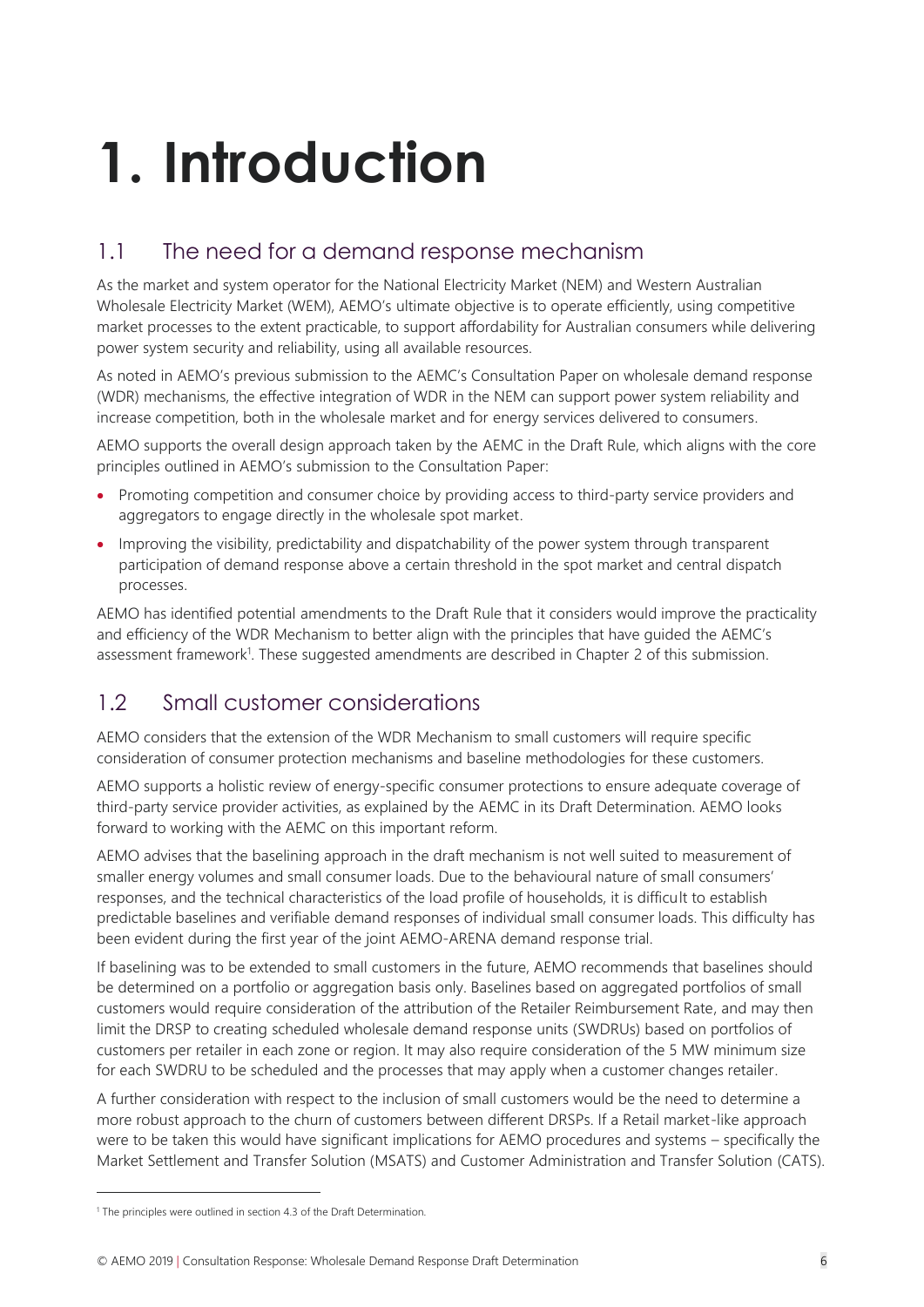# 1. Introduction

## 1.1 The need for a demand response mechanism

As the market and system operator for the National Electricity Market (NEM) and Western Australian Wholesale Electricity Market (WEM), AEMO's ultimate objective is to operate efficiently, using competitive market processes to the extent practicable, to support affordability for Australian consumers while delivering power system security and reliability, using all available resources.

As noted in AEMO's previous submission to the AEMC's Consultation Paper on wholesale demand response (WDR) mechanisms, the effective integration of WDR in the NEM can support power system reliability and increase competition, both in the wholesale market and for energy services delivered to consumers.

AEMO supports the overall design approach taken by the AEMC in the Draft Rule, which aligns with the core principles outlined in AEMO's submission to the Consultation Paper:

- Promoting competition and consumer choice by providing access to third-party service providers and aggregators to engage directly in the wholesale spot market.
- Improving the visibility, predictability and dispatchability of the power system through transparent participation of demand response above a certain threshold in the spot market and central dispatch processes.

AEMO has identified potential amendments to the Draft Rule that it considers would improve the practicality and efficiency of the WDR Mechanism to better align with the principles that have guided the AEMC's assessment framework[1]. These suggested amendments are described in Chapter 2 of this submission.

## 1.2 Small customer considerations

AEMO considers that the extension of the WDR Mechanism to small customers will require specific consideration of consumer protection mechanisms and baseline methodologies for these customers.

AEMO supports a holistic review of energy-specific consumer protections to ensure adequate coverage of third-party service provider activities, as explained by the AEMC in its Draft Determination. AEMO looks forward to working with the AEMC on this important reform.

AEMO advises that the baselining approach in the draft mechanism is not well suited to measurement of smaller energy volumes and small consumer loads. Due to the behavioural nature of small consumers' responses, and the technical characteristics of the load profile of households, it is difficult to establish predictable baselines and verifiable demand responses of individual small consumer loads. This difficulty has been evident during the first year of the joint AEMO-ARENA demand response trial.

If baselining was to be extended to small customers in the future, AEMO recommends that baselines should be determined on a portfolio or aggregation basis only. Baselines based on aggregated portfolios of small customers would require consideration of the attribution of the Retailer Reimbursement Rate, and may then limit the DRSP to creating scheduled wholesale demand response units (SWDRUs) based on portfolios of customers per retailer in each zone or region. It may also require consideration of the 5 MW minimum size for each SWDRU to be scheduled and the processes that may apply when a customer changes retailer.

A further consideration with respect to the inclusion of small customers would be the need to determine a more robust approach to the churn of customers between different DRSPs. If a Retail market-like approach were to be taken this would have significant implications for AEMO procedures and systems – specifically the Market Settlement and Transfer Solution (MSATS) and Customer Administration and Transfer Solution (CATS).

[1] The principles were outlined in section 4.3 of the Draft Determination.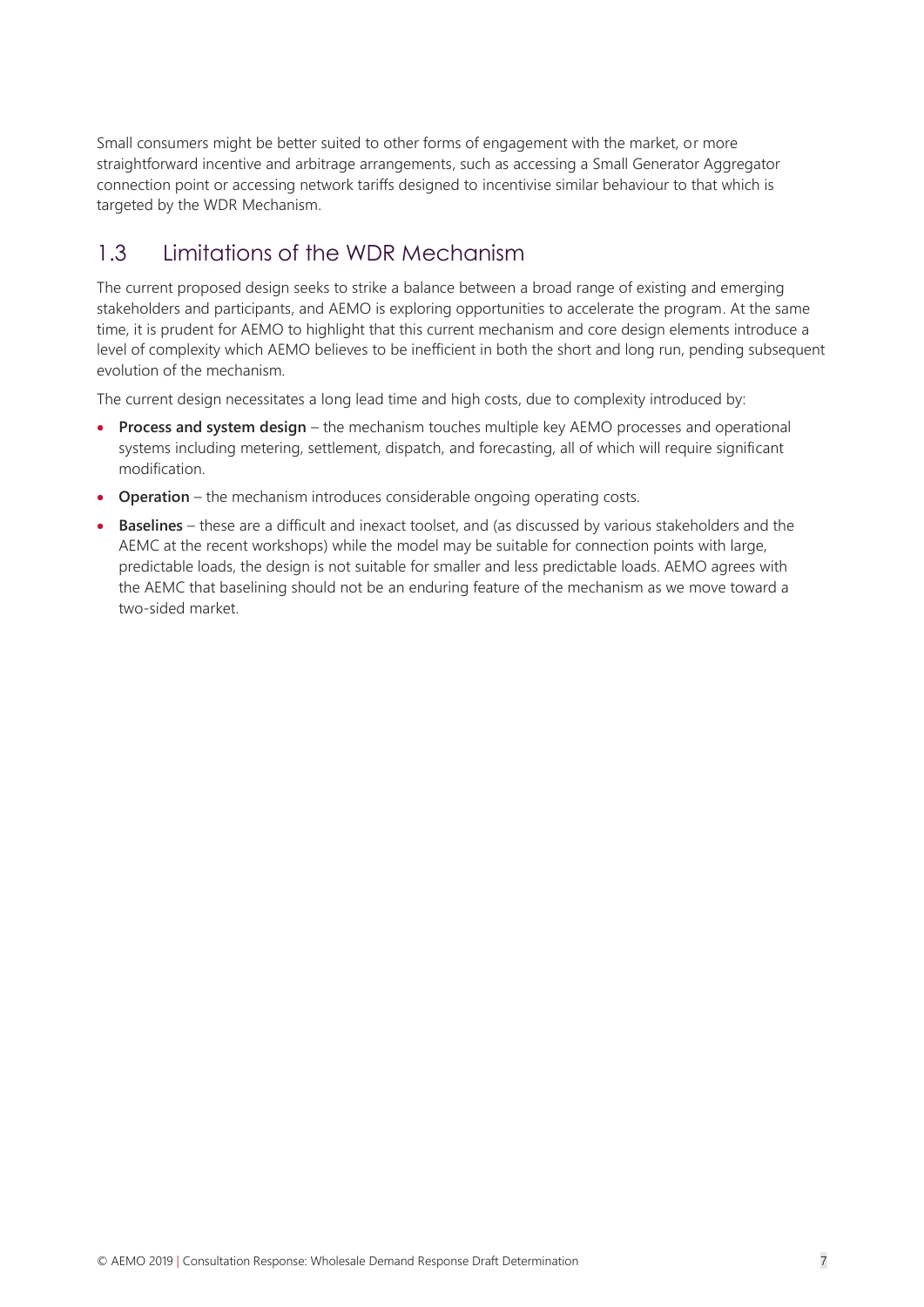Small consumers might be better suited to other forms of engagement with the market, or more straightforward incentive and arbitrage arrangements, such as accessing a Small Generator Aggregator connection point or accessing network tariffs designed to incentivise similar behaviour to that which is targeted by the WDR Mechanism.

## 1.3 Limitations of the WDR Mechanism

The current proposed design seeks to strike a balance between a broad range of existing and emerging stakeholders and participants, and AEMO is exploring opportunities to accelerate the program. At the same time, it is prudent for AEMO to highlight that this current mechanism and core design elements introduce a level of complexity which AEMO believes to be inefficient in both the short and long run, pending subsequent evolution of the mechanism.

The current design necessitates a long lead time and high costs, due to complexity introduced by:

- **Process and system design** – the mechanism touches multiple key AEMO processes and operational systems including metering, settlement, dispatch, and forecasting, all of which will require significant modification.
- **Operation** – the mechanism introduces considerable ongoing operating costs.
- **Baselines** – these are a difficult and inexact toolset, and (as discussed by various stakeholders and the AEMC at the recent workshops) while the model may be suitable for connection points with large, predictable loads, the design is not suitable for smaller and less predictable loads. AEMO agrees with the AEMC that baselining should not be an enduring feature of the mechanism as we move toward a two-sided market.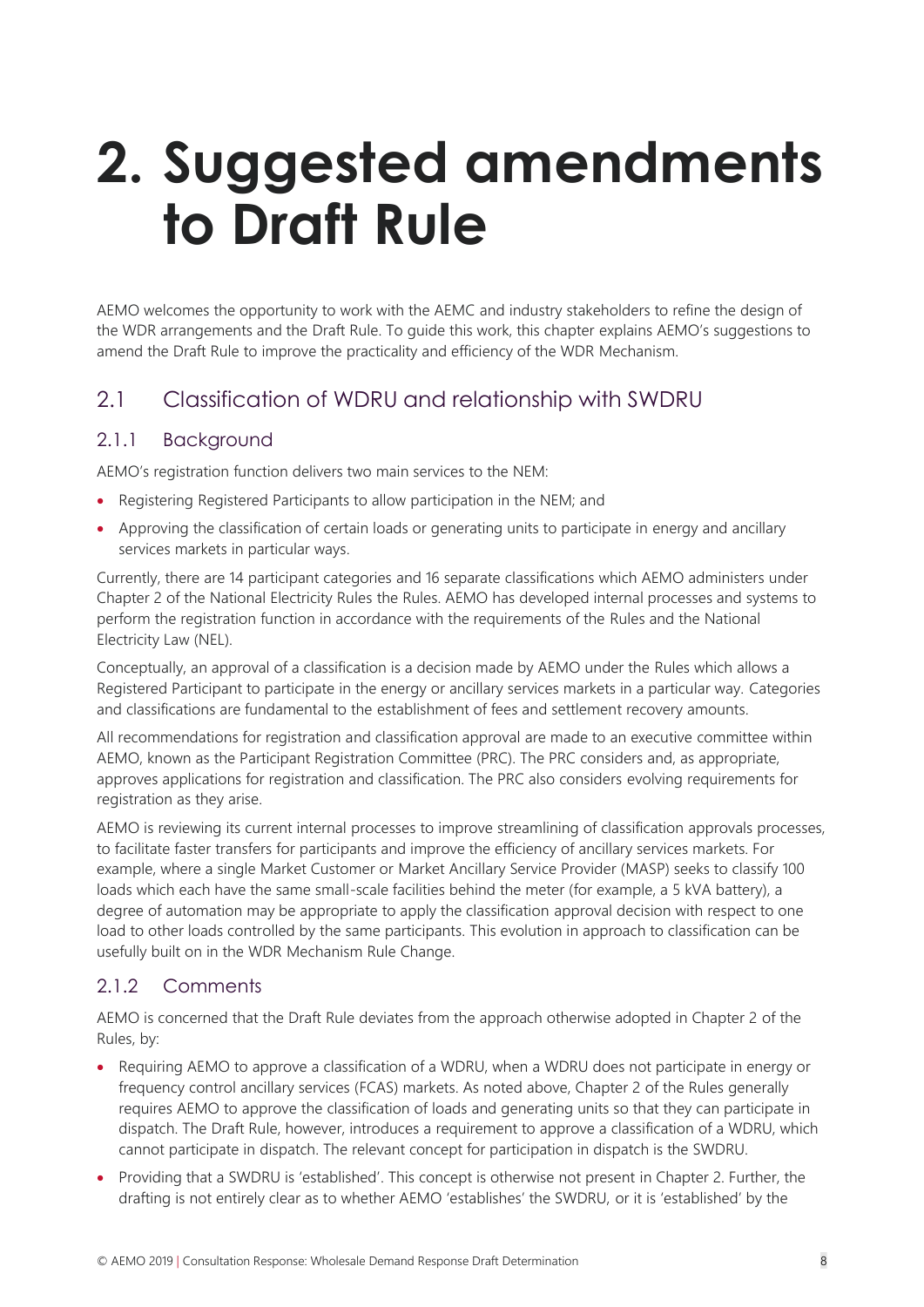# 2. Suggested amendments to Draft Rule

AEMO welcomes the opportunity to work with the AEMC and industry stakeholders to refine the design of the WDR arrangements and the Draft Rule. To guide this work, this chapter explains AEMO's suggestions to amend the Draft Rule to improve the practicality and efficiency of the WDR Mechanism.

## 2.1 Classification of WDRU and relationship with SWDRU

### 2.1.1 Background

AEMO's registration function delivers two main services to the NEM:

- Registering Registered Participants to allow participation in the NEM; and
- Approving the classification of certain loads or generating units to participate in energy and ancillary services markets in particular ways.

Currently, there are 14 participant categories and 16 separate classifications which AEMO administers under Chapter 2 of the National Electricity Rules the Rules. AEMO has developed internal processes and systems to perform the registration function in accordance with the requirements of the Rules and the National Electricity Law (NEL).

Conceptually, an approval of a classification is a decision made by AEMO under the Rules which allows a Registered Participant to participate in the energy or ancillary services markets in a particular way. Categories and classifications are fundamental to the establishment of fees and settlement recovery amounts.

All recommendations for registration and classification approval are made to an executive committee within AEMO, known as the Participant Registration Committee (PRC). The PRC considers and, as appropriate, approves applications for registration and classification. The PRC also considers evolving requirements for registration as they arise.

AEMO is reviewing its current internal processes to improve streamlining of classification approvals processes, to facilitate faster transfers for participants and improve the efficiency of ancillary services markets. For example, where a single Market Customer or Market Ancillary Service Provider (MASP) seeks to classify 100 loads which each have the same small-scale facilities behind the meter (for example, a 5 kVA battery), a degree of automation may be appropriate to apply the classification approval decision with respect to one load to other loads controlled by the same participants. This evolution in approach to classification can be usefully built on in the WDR Mechanism Rule Change.

### 2.1.2 Comments

AEMO is concerned that the Draft Rule deviates from the approach otherwise adopted in Chapter 2 of the Rules, by:

- Requiring AEMO to approve a classification of a WDRU, when a WDRU does not participate in energy or frequency control ancillary services (FCAS) markets. As noted above, Chapter 2 of the Rules generally requires AEMO to approve the classification of loads and generating units so that they can participate in dispatch. The Draft Rule, however, introduces a requirement to approve a classification of a WDRU, which cannot participate in dispatch. The relevant concept for participation in dispatch is the SWDRU.
- Providing that a SWDRU is 'established'. This concept is otherwise not present in Chapter 2. Further, the drafting is not entirely clear as to whether AEMO 'establishes' the SWDRU, or it is 'established' by the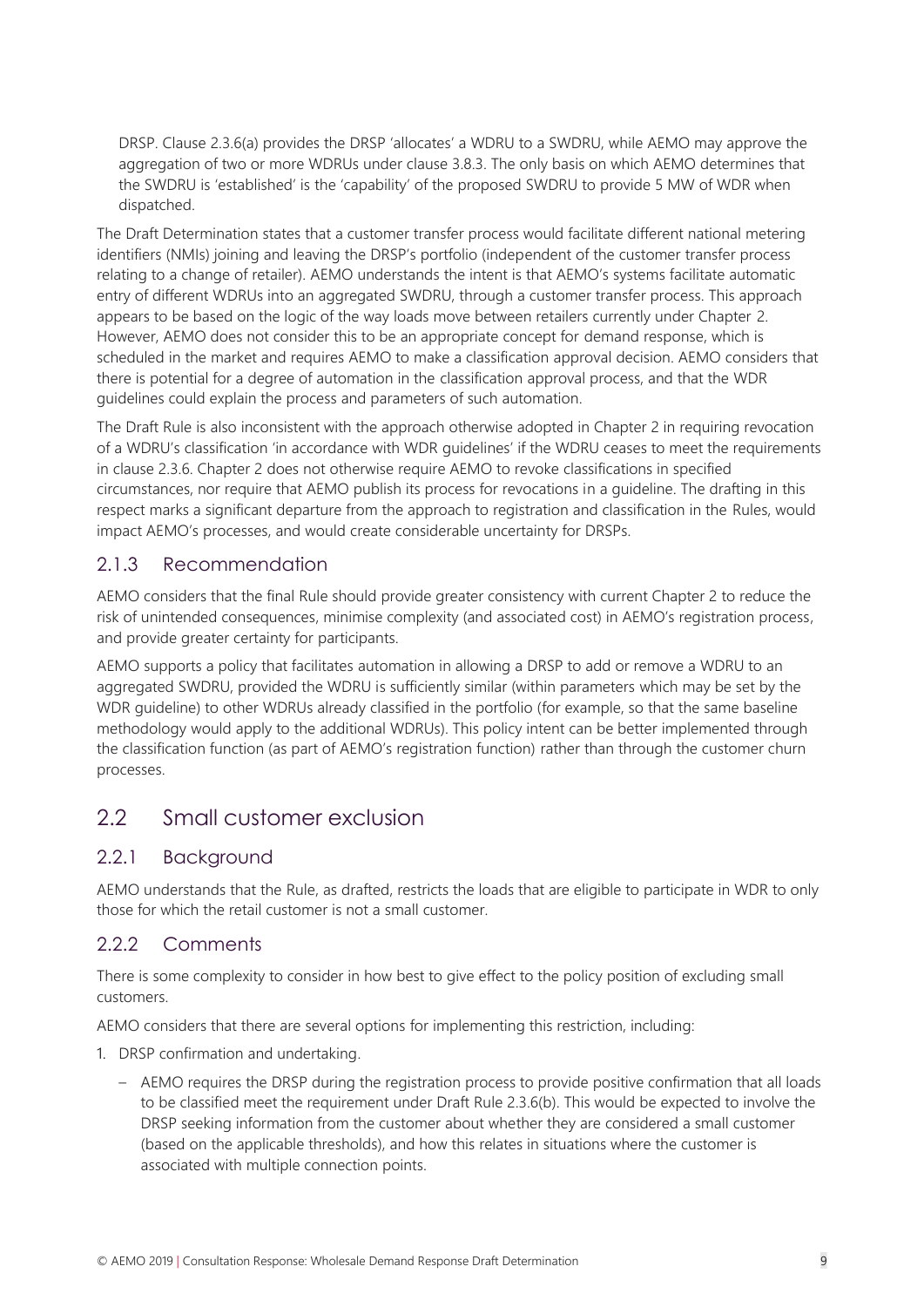DRSP. Clause 2.3.6(a) provides the DRSP 'allocates' a WDRU to a SWDRU, while AEMO may approve the aggregation of two or more WDRUs under clause 3.8.3. The only basis on which AEMO determines that the SWDRU is 'established' is the 'capability' of the proposed SWDRU to provide 5 MW of WDR when dispatched.

The Draft Determination states that a customer transfer process would facilitate different national metering identifiers (NMIs) joining and leaving the DRSP's portfolio (independent of the customer transfer process relating to a change of retailer). AEMO understands the intent is that AEMO's systems facilitate automatic entry of different WDRUs into an aggregated SWDRU, through a customer transfer process. This approach appears to be based on the logic of the way loads move between retailers currently under Chapter 2. However, AEMO does not consider this to be an appropriate concept for demand response, which is scheduled in the market and requires AEMO to make a classification approval decision. AEMO considers that there is potential for a degree of automation in the classification approval process, and that the WDR guidelines could explain the process and parameters of such automation.

The Draft Rule is also inconsistent with the approach otherwise adopted in Chapter 2 in requiring revocation of a WDRU's classification 'in accordance with WDR guidelines' if the WDRU ceases to meet the requirements in clause 2.3.6. Chapter 2 does not otherwise require AEMO to revoke classifications in specified circumstances, nor require that AEMO publish its process for revocations in a guideline. The drafting in this respect marks a significant departure from the approach to registration and classification in the Rules, would impact AEMO's processes, and would create considerable uncertainty for DRSPs.

### 2.1.3 Recommendation

AEMO considers that the final Rule should provide greater consistency with current Chapter 2 to reduce the risk of unintended consequences, minimise complexity (and associated cost) in AEMO's registration process, and provide greater certainty for participants.

AEMO supports a policy that facilitates automation in allowing a DRSP to add or remove a WDRU to an aggregated SWDRU, provided the WDRU is sufficiently similar (within parameters which may be set by the WDR guideline) to other WDRUs already classified in the portfolio (for example, so that the same baseline methodology would apply to the additional WDRUs). This policy intent can be better implemented through the classification function (as part of AEMO's registration function) rather than through the customer churn processes.

## 2.2 Small customer exclusion

### 2.2.1 Background

AEMO understands that the Rule, as drafted, restricts the loads that are eligible to participate in WDR to only those for which the retail customer is not a small customer.

### 2.2.2 Comments

There is some complexity to consider in how best to give effect to the policy position of excluding small customers.

AEMO considers that there are several options for implementing this restriction, including:

1. DRSP confirmation and undertaking.
   - AEMO requires the DRSP during the registration process to provide positive confirmation that all loads to be classified meet the requirement under Draft Rule 2.3.6(b). This would be expected to involve the DRSP seeking information from the customer about whether they are considered a small customer (based on the applicable thresholds), and how this relates in situations where the customer is associated with multiple connection points.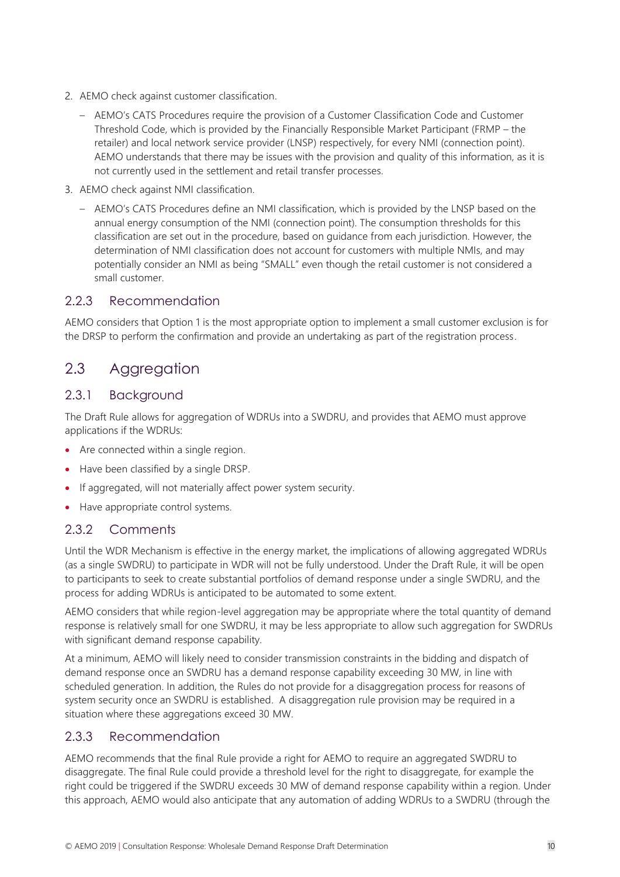2. AEMO check against customer classification.
   - AEMO's CATS Procedures require the provision of a Customer Classification Code and Customer Threshold Code, which is provided by the Financially Responsible Market Participant (FRMP – the retailer) and local network service provider (LNSP) respectively, for every NMI (connection point). AEMO understands that there may be issues with the provision and quality of this information, as it is not currently used in the settlement and retail transfer processes.
3. AEMO check against NMI classification.
   - AEMO's CATS Procedures define an NMI classification, which is provided by the LNSP based on the annual energy consumption of the NMI (connection point). The consumption thresholds for this classification are set out in the procedure, based on guidance from each jurisdiction. However, the determination of NMI classification does not account for customers with multiple NMIs, and may potentially consider an NMI as being "SMALL" even though the retail customer is not considered a small customer.

### 2.2.3 Recommendation

AEMO considers that Option 1 is the most appropriate option to implement a small customer exclusion is for the DRSP to perform the confirmation and provide an undertaking as part of the registration process.

## 2.3 Aggregation

### 2.3.1 Background

The Draft Rule allows for aggregation of WDRUs into a SWDRU, and provides that AEMO must approve applications if the WDRUs:

- Are connected within a single region.
- Have been classified by a single DRSP.
- If aggregated, will not materially affect power system security.
- Have appropriate control systems.

### 2.3.2 Comments

Until the WDR Mechanism is effective in the energy market, the implications of allowing aggregated WDRUs (as a single SWDRU) to participate in WDR will not be fully understood. Under the Draft Rule, it will be open to participants to seek to create substantial portfolios of demand response under a single SWDRU, and the process for adding WDRUs is anticipated to be automated to some extent.

AEMO considers that while region-level aggregation may be appropriate where the total quantity of demand response is relatively small for one SWDRU, it may be less appropriate to allow such aggregation for SWDRUs with significant demand response capability.

At a minimum, AEMO will likely need to consider transmission constraints in the bidding and dispatch of demand response once an SWDRU has a demand response capability exceeding 30 MW, in line with scheduled generation. In addition, the Rules do not provide for a disaggregation process for reasons of system security once an SWDRU is established. A disaggregation rule provision may be required in a situation where these aggregations exceed 30 MW.

### 2.3.3 Recommendation

AEMO recommends that the final Rule provide a right for AEMO to require an aggregated SWDRU to disaggregate. The final Rule could provide a threshold level for the right to disaggregate, for example the right could be triggered if the SWDRU exceeds 30 MW of demand response capability within a region. Under this approach, AEMO would also anticipate that any automation of adding WDRUs to a SWDRU (through the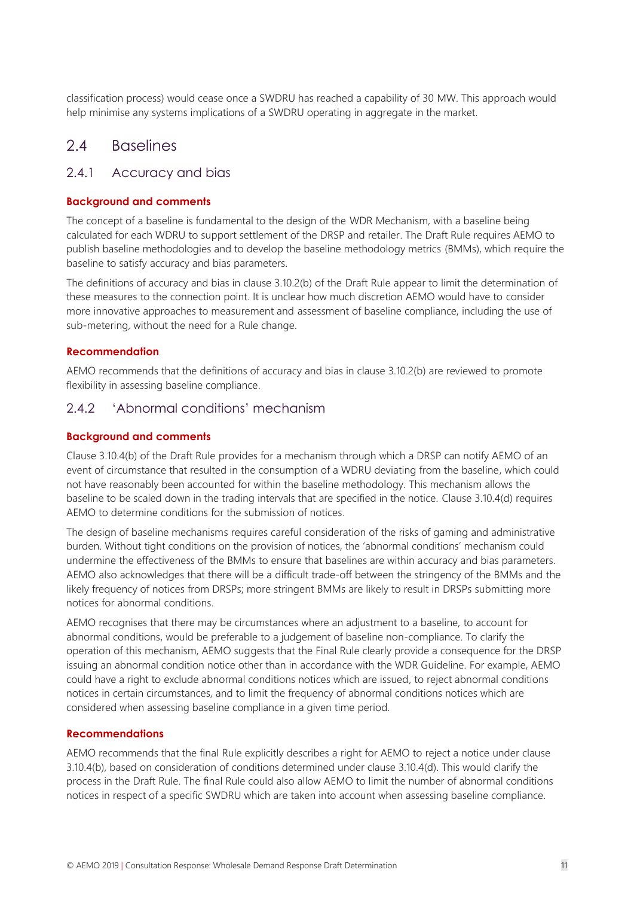classification process) would cease once a SWDRU has reached a capability of 30 MW. This approach would help minimise any systems implications of a SWDRU operating in aggregate in the market.

## 2.4 Baselines

### 2.4.1 Accuracy and bias

**Background and comments**

The concept of a baseline is fundamental to the design of the WDR Mechanism, with a baseline being calculated for each WDRU to support settlement of the DRSP and retailer. The Draft Rule requires AEMO to publish baseline methodologies and to develop the baseline methodology metrics (BMMs), which require the baseline to satisfy accuracy and bias parameters.

The definitions of accuracy and bias in clause 3.10.2(b) of the Draft Rule appear to limit the determination of these measures to the connection point. It is unclear how much discretion AEMO would have to consider more innovative approaches to measurement and assessment of baseline compliance, including the use of sub-metering, without the need for a Rule change.

**Recommendation**

AEMO recommends that the definitions of accuracy and bias in clause 3.10.2(b) are reviewed to promote flexibility in assessing baseline compliance.

### 2.4.2 'Abnormal conditions' mechanism

**Background and comments**

Clause 3.10.4(b) of the Draft Rule provides for a mechanism through which a DRSP can notify AEMO of an event of circumstance that resulted in the consumption of a WDRU deviating from the baseline, which could not have reasonably been accounted for within the baseline methodology. This mechanism allows the baseline to be scaled down in the trading intervals that are specified in the notice. Clause 3.10.4(d) requires AEMO to determine conditions for the submission of notices.

The design of baseline mechanisms requires careful consideration of the risks of gaming and administrative burden. Without tight conditions on the provision of notices, the 'abnormal conditions' mechanism could undermine the effectiveness of the BMMs to ensure that baselines are within accuracy and bias parameters. AEMO also acknowledges that there will be a difficult trade-off between the stringency of the BMMs and the likely frequency of notices from DRSPs; more stringent BMMs are likely to result in DRSPs submitting more notices for abnormal conditions.

AEMO recognises that there may be circumstances where an adjustment to a baseline, to account for abnormal conditions, would be preferable to a judgement of baseline non-compliance. To clarify the operation of this mechanism, AEMO suggests that the Final Rule clearly provide a consequence for the DRSP issuing an abnormal condition notice other than in accordance with the WDR Guideline. For example, AEMO could have a right to exclude abnormal conditions notices which are issued, to reject abnormal conditions notices in certain circumstances, and to limit the frequency of abnormal conditions notices which are considered when assessing baseline compliance in a given time period.

**Recommendations**

AEMO recommends that the final Rule explicitly describes a right for AEMO to reject a notice under clause 3.10.4(b), based on consideration of conditions determined under clause 3.10.4(d). This would clarify the process in the Draft Rule. The final Rule could also allow AEMO to limit the number of abnormal conditions notices in respect of a specific SWDRU which are taken into account when assessing baseline compliance.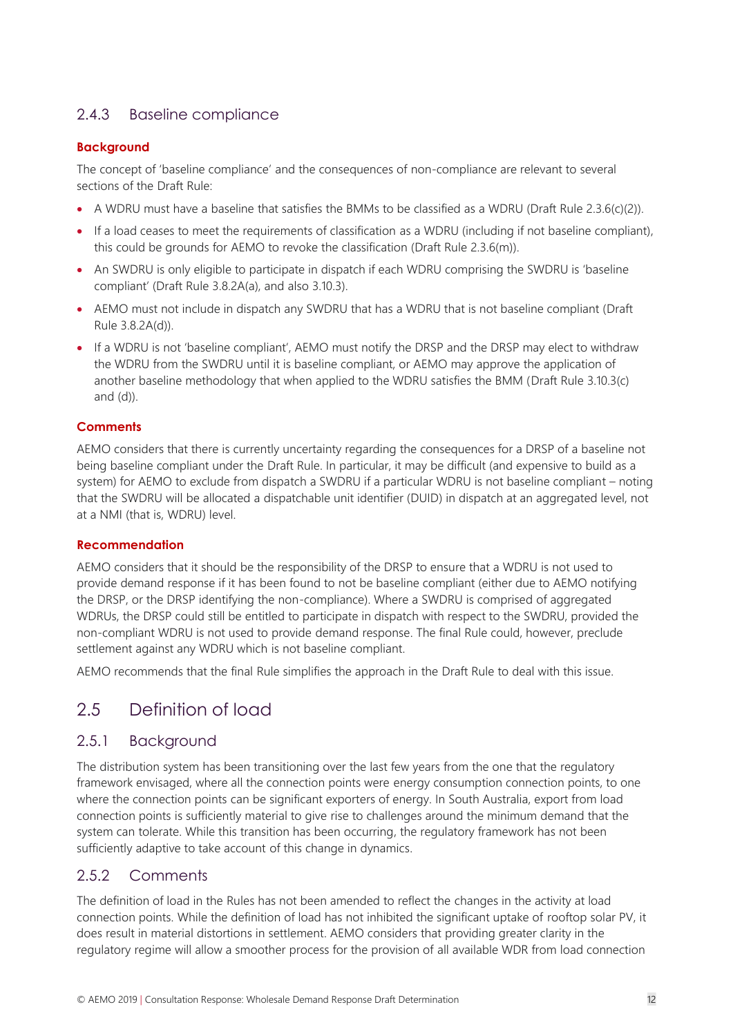### 2.4.3 Baseline compliance

**Background**

The concept of 'baseline compliance' and the consequences of non-compliance are relevant to several sections of the Draft Rule:

- A WDRU must have a baseline that satisfies the BMMs to be classified as a WDRU (Draft Rule 2.3.6(c)(2)).
- If a load ceases to meet the requirements of classification as a WDRU (including if not baseline compliant), this could be grounds for AEMO to revoke the classification (Draft Rule 2.3.6(m)).
- An SWDRU is only eligible to participate in dispatch if each WDRU comprising the SWDRU is 'baseline compliant' (Draft Rule 3.8.2A(a), and also 3.10.3).
- AEMO must not include in dispatch any SWDRU that has a WDRU that is not baseline compliant (Draft Rule 3.8.2A(d)).
- If a WDRU is not 'baseline compliant', AEMO must notify the DRSP and the DRSP may elect to withdraw the WDRU from the SWDRU until it is baseline compliant, or AEMO may approve the application of another baseline methodology that when applied to the WDRU satisfies the BMM (Draft Rule 3.10.3(c) and (d)).

**Comments**

AEMO considers that there is currently uncertainty regarding the consequences for a DRSP of a baseline not being baseline compliant under the Draft Rule. In particular, it may be difficult (and expensive to build as a system) for AEMO to exclude from dispatch a SWDRU if a particular WDRU is not baseline compliant – noting that the SWDRU will be allocated a dispatchable unit identifier (DUID) in dispatch at an aggregated level, not at a NMI (that is, WDRU) level.

**Recommendation**

AEMO considers that it should be the responsibility of the DRSP to ensure that a WDRU is not used to provide demand response if it has been found to not be baseline compliant (either due to AEMO notifying the DRSP, or the DRSP identifying the non-compliance). Where a SWDRU is comprised of aggregated WDRUs, the DRSP could still be entitled to participate in dispatch with respect to the SWDRU, provided the non-compliant WDRU is not used to provide demand response. The final Rule could, however, preclude settlement against any WDRU which is not baseline compliant.

AEMO recommends that the final Rule simplifies the approach in the Draft Rule to deal with this issue.

## 2.5 Definition of load

### 2.5.1 Background

The distribution system has been transitioning over the last few years from the one that the regulatory framework envisaged, where all the connection points were energy consumption connection points, to one where the connection points can be significant exporters of energy. In South Australia, export from load connection points is sufficiently material to give rise to challenges around the minimum demand that the system can tolerate. While this transition has been occurring, the regulatory framework has not been sufficiently adaptive to take account of this change in dynamics.

### 2.5.2 Comments

The definition of load in the Rules has not been amended to reflect the changes in the activity at load connection points. While the definition of load has not inhibited the significant uptake of rooftop solar PV, it does result in material distortions in settlement. AEMO considers that providing greater clarity in the regulatory regime will allow a smoother process for the provision of all available WDR from load connection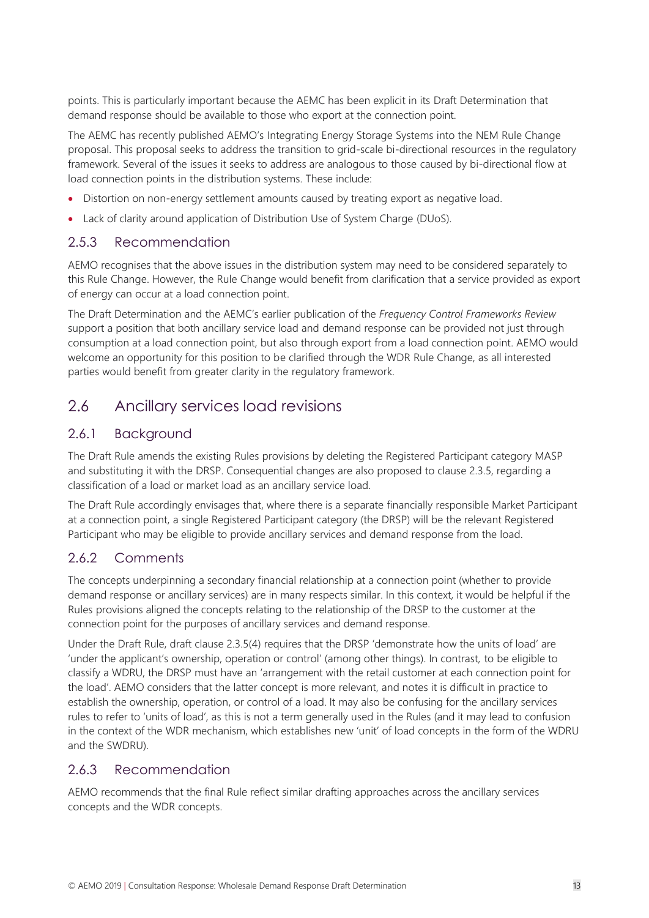points. This is particularly important because the AEMC has been explicit in its Draft Determination that demand response should be available to those who export at the connection point.

The AEMC has recently published AEMO's Integrating Energy Storage Systems into the NEM Rule Change proposal. This proposal seeks to address the transition to grid-scale bi-directional resources in the regulatory framework. Several of the issues it seeks to address are analogous to those caused by bi-directional flow at load connection points in the distribution systems. These include:

- Distortion on non-energy settlement amounts caused by treating export as negative load.
- Lack of clarity around application of Distribution Use of System Charge (DUoS).

### 2.5.3 Recommendation

AEMO recognises that the above issues in the distribution system may need to be considered separately to this Rule Change. However, the Rule Change would benefit from clarification that a service provided as export of energy can occur at a load connection point.

The Draft Determination and the AEMC's earlier publication of the *Frequency Control Frameworks Review* support a position that both ancillary service load and demand response can be provided not just through consumption at a load connection point, but also through export from a load connection point. AEMO would welcome an opportunity for this position to be clarified through the WDR Rule Change, as all interested parties would benefit from greater clarity in the regulatory framework.

## 2.6 Ancillary services load revisions

### 2.6.1 Background

The Draft Rule amends the existing Rules provisions by deleting the Registered Participant category MASP and substituting it with the DRSP. Consequential changes are also proposed to clause 2.3.5, regarding a classification of a load or market load as an ancillary service load.

The Draft Rule accordingly envisages that, where there is a separate financially responsible Market Participant at a connection point, a single Registered Participant category (the DRSP) will be the relevant Registered Participant who may be eligible to provide ancillary services and demand response from the load.

### 2.6.2 Comments

The concepts underpinning a secondary financial relationship at a connection point (whether to provide demand response or ancillary services) are in many respects similar. In this context, it would be helpful if the Rules provisions aligned the concepts relating to the relationship of the DRSP to the customer at the connection point for the purposes of ancillary services and demand response.

Under the Draft Rule, draft clause 2.3.5(4) requires that the DRSP 'demonstrate how the units of load' are 'under the applicant's ownership, operation or control' (among other things). In contrast, to be eligible to classify a WDRU, the DRSP must have an 'arrangement with the retail customer at each connection point for the load'. AEMO considers that the latter concept is more relevant, and notes it is difficult in practice to establish the ownership, operation, or control of a load. It may also be confusing for the ancillary services rules to refer to 'units of load', as this is not a term generally used in the Rules (and it may lead to confusion in the context of the WDR mechanism, which establishes new 'unit' of load concepts in the form of the WDRU and the SWDRU).

### 2.6.3 Recommendation

AEMO recommends that the final Rule reflect similar drafting approaches across the ancillary services concepts and the WDR concepts.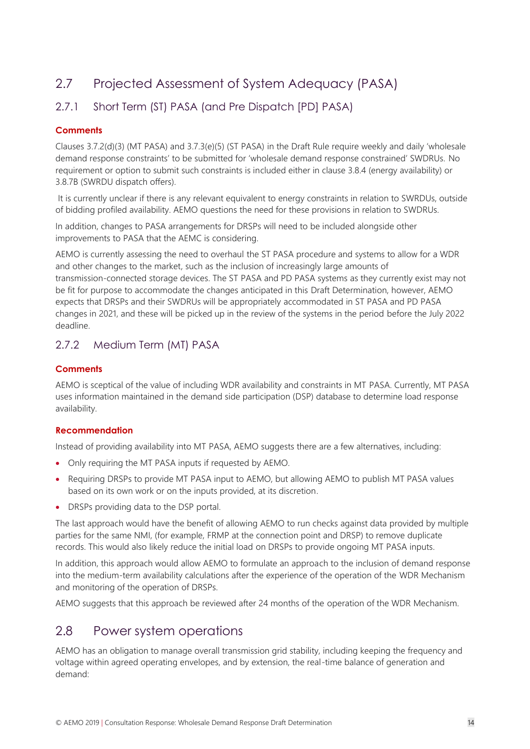## 2.7 Projected Assessment of System Adequacy (PASA)

### 2.7.1 Short Term (ST) PASA (and Pre Dispatch [PD] PASA)

**Comments**

Clauses 3.7.2(d)(3) (MT PASA) and 3.7.3(e)(5) (ST PASA) in the Draft Rule require weekly and daily 'wholesale demand response constraints' to be submitted for 'wholesale demand response constrained' SWDRUs. No requirement or option to submit such constraints is included either in clause 3.8.4 (energy availability) or 3.8.7B (SWRDU dispatch offers).

It is currently unclear if there is any relevant equivalent to energy constraints in relation to SWRDUs, outside of bidding profiled availability. AEMO questions the need for these provisions in relation to SWRDUs.

In addition, changes to PASA arrangements for DRSPs will need to be included alongside other improvements to PASA that the AEMC is considering.

AEMO is currently assessing the need to overhaul the ST PASA procedure and systems to allow for a WDR and other changes to the market, such as the inclusion of increasingly large amounts of transmission-connected storage devices. The ST PASA and PD PASA systems as they currently exist may not be fit for purpose to accommodate the changes anticipated in this Draft Determination, however, AEMO expects that DRSPs and their SWDRUs will be appropriately accommodated in ST PASA and PD PASA changes in 2021, and these will be picked up in the review of the systems in the period before the July 2022 deadline.

### 2.7.2 Medium Term (MT) PASA

**Comments**

AEMO is sceptical of the value of including WDR availability and constraints in MT PASA. Currently, MT PASA uses information maintained in the demand side participation (DSP) database to determine load response availability.

**Recommendation**

Instead of providing availability into MT PASA, AEMO suggests there are a few alternatives, including:

- Only requiring the MT PASA inputs if requested by AEMO.
- Requiring DRSPs to provide MT PASA input to AEMO, but allowing AEMO to publish MT PASA values based on its own work or on the inputs provided, at its discretion.
- DRSPs providing data to the DSP portal.

The last approach would have the benefit of allowing AEMO to run checks against data provided by multiple parties for the same NMI, (for example, FRMP at the connection point and DRSP) to remove duplicate records. This would also likely reduce the initial load on DRSPs to provide ongoing MT PASA inputs.

In addition, this approach would allow AEMO to formulate an approach to the inclusion of demand response into the medium-term availability calculations after the experience of the operation of the WDR Mechanism and monitoring of the operation of DRSPs.

AEMO suggests that this approach be reviewed after 24 months of the operation of the WDR Mechanism.

## 2.8 Power system operations

AEMO has an obligation to manage overall transmission grid stability, including keeping the frequency and voltage within agreed operating envelopes, and by extension, the real-time balance of generation and demand: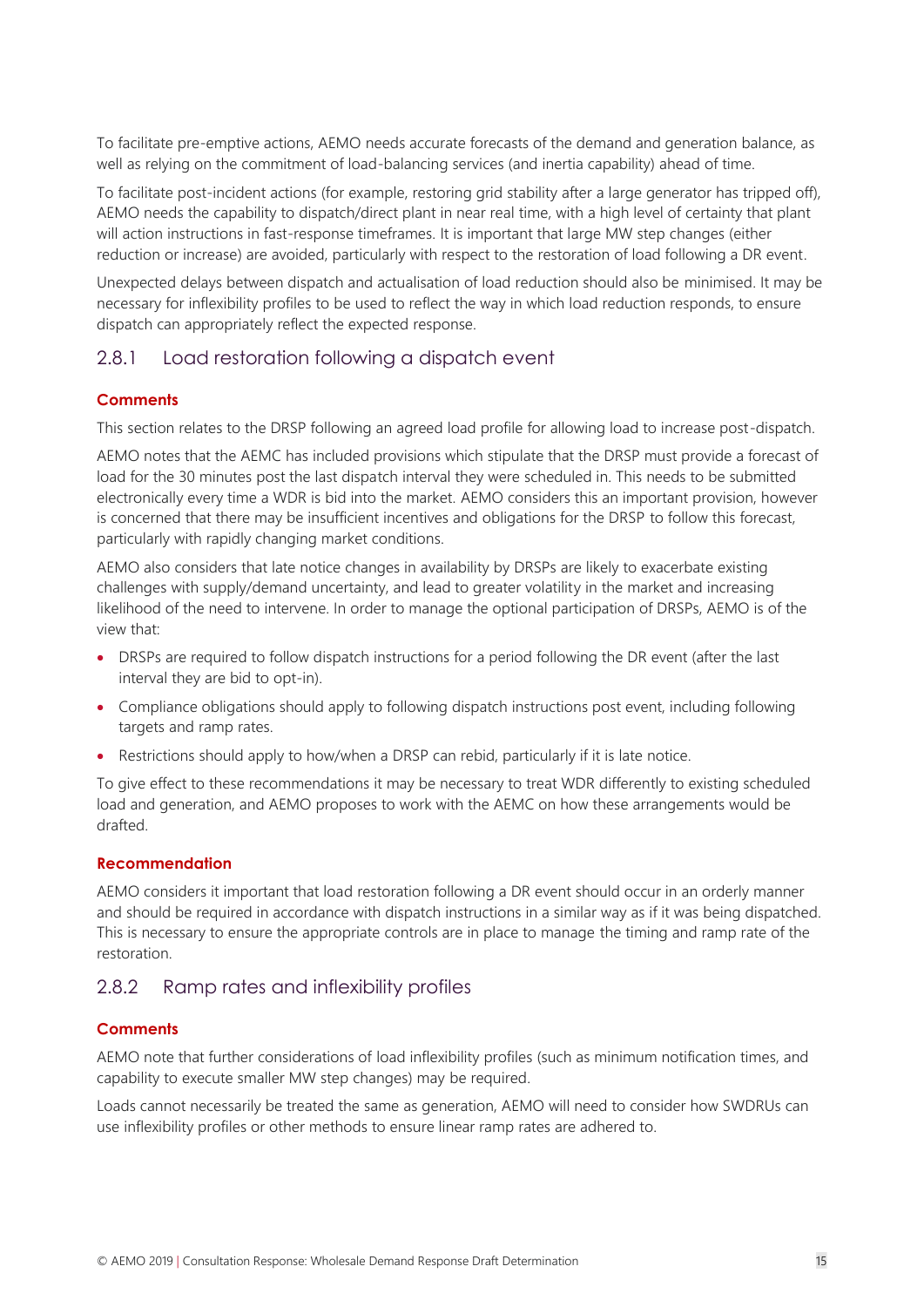To facilitate pre-emptive actions, AEMO needs accurate forecasts of the demand and generation balance, as well as relying on the commitment of load-balancing services (and inertia capability) ahead of time.

To facilitate post-incident actions (for example, restoring grid stability after a large generator has tripped off), AEMO needs the capability to dispatch/direct plant in near real time, with a high level of certainty that plant will action instructions in fast-response timeframes. It is important that large MW step changes (either reduction or increase) are avoided, particularly with respect to the restoration of load following a DR event.

Unexpected delays between dispatch and actualisation of load reduction should also be minimised. It may be necessary for inflexibility profiles to be used to reflect the way in which load reduction responds, to ensure dispatch can appropriately reflect the expected response.

### 2.8.1 Load restoration following a dispatch event

**Comments**

This section relates to the DRSP following an agreed load profile for allowing load to increase post-dispatch.

AEMO notes that the AEMC has included provisions which stipulate that the DRSP must provide a forecast of load for the 30 minutes post the last dispatch interval they were scheduled in. This needs to be submitted electronically every time a WDR is bid into the market. AEMO considers this an important provision, however is concerned that there may be insufficient incentives and obligations for the DRSP to follow this forecast, particularly with rapidly changing market conditions.

AEMO also considers that late notice changes in availability by DRSPs are likely to exacerbate existing challenges with supply/demand uncertainty, and lead to greater volatility in the market and increasing likelihood of the need to intervene. In order to manage the optional participation of DRSPs, AEMO is of the view that:

- DRSPs are required to follow dispatch instructions for a period following the DR event (after the last interval they are bid to opt-in).
- Compliance obligations should apply to following dispatch instructions post event, including following targets and ramp rates.
- Restrictions should apply to how/when a DRSP can rebid, particularly if it is late notice.

To give effect to these recommendations it may be necessary to treat WDR differently to existing scheduled load and generation, and AEMO proposes to work with the AEMC on how these arrangements would be drafted.

**Recommendation**

AEMO considers it important that load restoration following a DR event should occur in an orderly manner and should be required in accordance with dispatch instructions in a similar way as if it was being dispatched. This is necessary to ensure the appropriate controls are in place to manage the timing and ramp rate of the restoration.

### 2.8.2 Ramp rates and inflexibility profiles

**Comments**

AEMO note that further considerations of load inflexibility profiles (such as minimum notification times, and capability to execute smaller MW step changes) may be required.

Loads cannot necessarily be treated the same as generation, AEMO will need to consider how SWDRUs can use inflexibility profiles or other methods to ensure linear ramp rates are adhered to.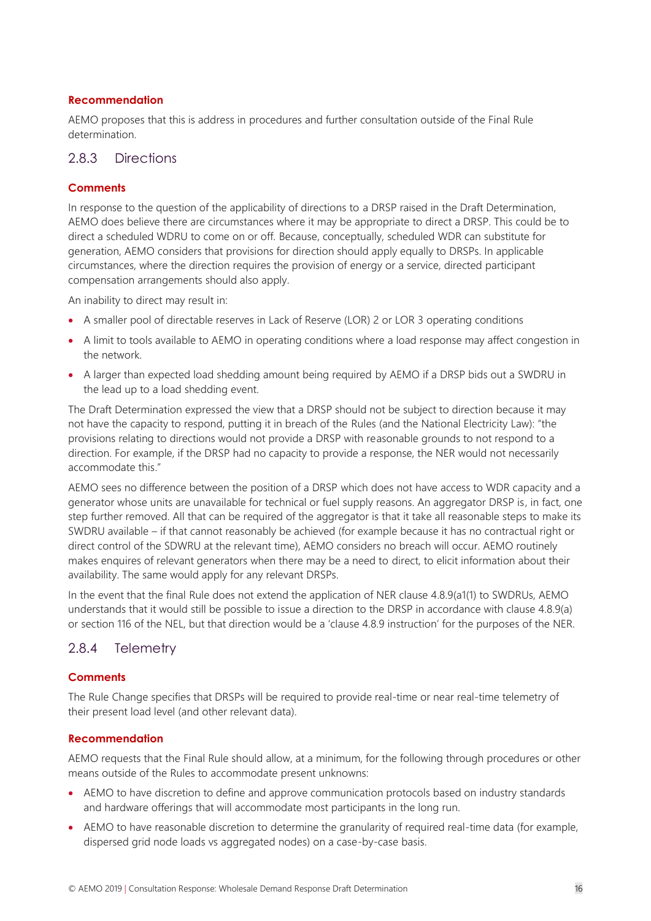**Recommendation**

AEMO proposes that this is address in procedures and further consultation outside of the Final Rule determination.

### 2.8.3 Directions

**Comments**

In response to the question of the applicability of directions to a DRSP raised in the Draft Determination, AEMO does believe there are circumstances where it may be appropriate to direct a DRSP. This could be to direct a scheduled WDRU to come on or off. Because, conceptually, scheduled WDR can substitute for generation, AEMO considers that provisions for direction should apply equally to DRSPs. In applicable circumstances, where the direction requires the provision of energy or a service, directed participant compensation arrangements should also apply.

An inability to direct may result in:

- A smaller pool of directable reserves in Lack of Reserve (LOR) 2 or LOR 3 operating conditions
- A limit to tools available to AEMO in operating conditions where a load response may affect congestion in the network.
- A larger than expected load shedding amount being required by AEMO if a DRSP bids out a SWDRU in the lead up to a load shedding event.

The Draft Determination expressed the view that a DRSP should not be subject to direction because it may not have the capacity to respond, putting it in breach of the Rules (and the National Electricity Law): "the provisions relating to directions would not provide a DRSP with reasonable grounds to not respond to a direction. For example, if the DRSP had no capacity to provide a response, the NER would not necessarily accommodate this."

AEMO sees no difference between the position of a DRSP which does not have access to WDR capacity and a generator whose units are unavailable for technical or fuel supply reasons. An aggregator DRSP is, in fact, one step further removed. All that can be required of the aggregator is that it take all reasonable steps to make its SWDRU available – if that cannot reasonably be achieved (for example because it has no contractual right or direct control of the SDWRU at the relevant time), AEMO considers no breach will occur. AEMO routinely makes enquires of relevant generators when there may be a need to direct, to elicit information about their availability. The same would apply for any relevant DRSPs.

In the event that the final Rule does not extend the application of NER clause 4.8.9(a1(1) to SWDRUs, AEMO understands that it would still be possible to issue a direction to the DRSP in accordance with clause 4.8.9(a) or section 116 of the NEL, but that direction would be a 'clause 4.8.9 instruction' for the purposes of the NER.

### 2.8.4 Telemetry

**Comments**

The Rule Change specifies that DRSPs will be required to provide real-time or near real-time telemetry of their present load level (and other relevant data).

**Recommendation**

AEMO requests that the Final Rule should allow, at a minimum, for the following through procedures or other means outside of the Rules to accommodate present unknowns:

- AEMO to have discretion to define and approve communication protocols based on industry standards and hardware offerings that will accommodate most participants in the long run.
- AEMO to have reasonable discretion to determine the granularity of required real-time data (for example, dispersed grid node loads vs aggregated nodes) on a case-by-case basis.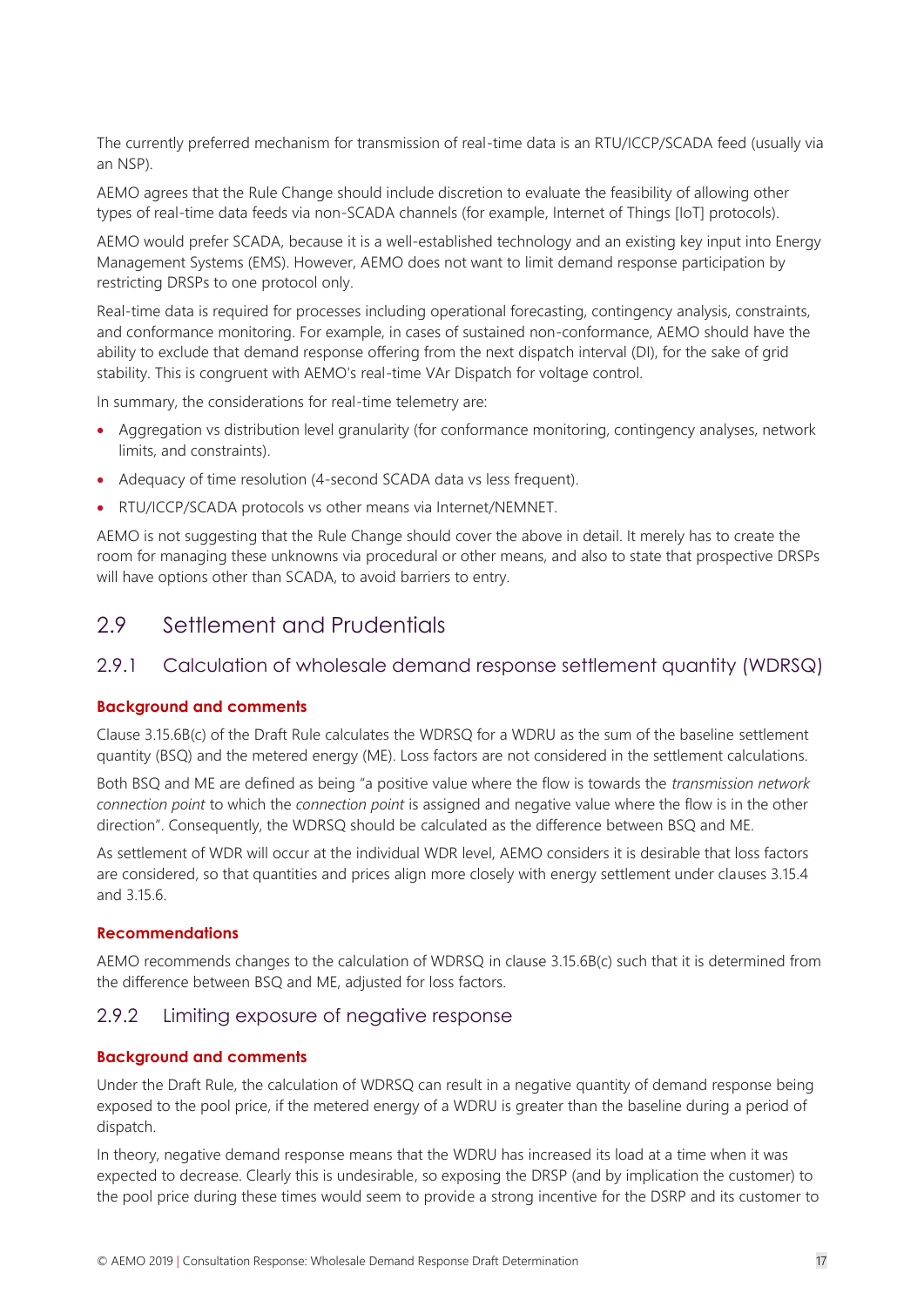The currently preferred mechanism for transmission of real-time data is an RTU/ICCP/SCADA feed (usually via an NSP).

AEMO agrees that the Rule Change should include discretion to evaluate the feasibility of allowing other types of real-time data feeds via non-SCADA channels (for example, Internet of Things [IoT] protocols).

AEMO would prefer SCADA, because it is a well-established technology and an existing key input into Energy Management Systems (EMS). However, AEMO does not want to limit demand response participation by restricting DRSPs to one protocol only.

Real-time data is required for processes including operational forecasting, contingency analysis, constraints, and conformance monitoring. For example, in cases of sustained non-conformance, AEMO should have the ability to exclude that demand response offering from the next dispatch interval (DI), for the sake of grid stability. This is congruent with AEMO's real-time VAr Dispatch for voltage control.

In summary, the considerations for real-time telemetry are:

- Aggregation vs distribution level granularity (for conformance monitoring, contingency analyses, network limits, and constraints).
- Adequacy of time resolution (4-second SCADA data vs less frequent).
- RTU/ICCP/SCADA protocols vs other means via Internet/NEMNET.

AEMO is not suggesting that the Rule Change should cover the above in detail. It merely has to create the room for managing these unknowns via procedural or other means, and also to state that prospective DRSPs will have options other than SCADA, to avoid barriers to entry.

## 2.9 Settlement and Prudentials

### 2.9.1 Calculation of wholesale demand response settlement quantity (WDRSQ)

**Background and comments**

Clause 3.15.6B(c) of the Draft Rule calculates the WDRSQ for a WDRU as the sum of the baseline settlement quantity (BSQ) and the metered energy (ME). Loss factors are not considered in the settlement calculations.

Both BSQ and ME are defined as being "a positive value where the flow is towards the *transmission network connection point* to which the *connection point* is assigned and negative value where the flow is in the other direction". Consequently, the WDRSQ should be calculated as the difference between BSQ and ME.

As settlement of WDR will occur at the individual WDR level, AEMO considers it is desirable that loss factors are considered, so that quantities and prices align more closely with energy settlement under clauses 3.15.4 and 3.15.6.

**Recommendations**

AEMO recommends changes to the calculation of WDRSQ in clause 3.15.6B(c) such that it is determined from the difference between BSQ and ME, adjusted for loss factors.

### 2.9.2 Limiting exposure of negative response

**Background and comments**

Under the Draft Rule, the calculation of WDRSQ can result in a negative quantity of demand response being exposed to the pool price, if the metered energy of a WDRU is greater than the baseline during a period of dispatch.

In theory, negative demand response means that the WDRU has increased its load at a time when it was expected to decrease. Clearly this is undesirable, so exposing the DRSP (and by implication the customer) to the pool price during these times would seem to provide a strong incentive for the DSRP and its customer to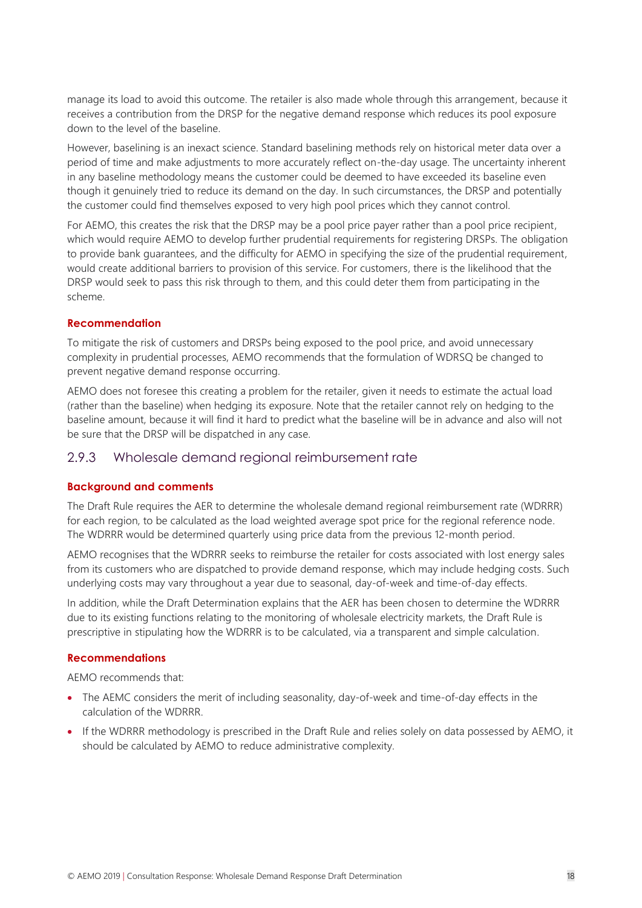manage its load to avoid this outcome. The retailer is also made whole through this arrangement, because it receives a contribution from the DRSP for the negative demand response which reduces its pool exposure down to the level of the baseline.

However, baselining is an inexact science. Standard baselining methods rely on historical meter data over a period of time and make adjustments to more accurately reflect on-the-day usage. The uncertainty inherent in any baseline methodology means the customer could be deemed to have exceeded its baseline even though it genuinely tried to reduce its demand on the day. In such circumstances, the DRSP and potentially the customer could find themselves exposed to very high pool prices which they cannot control.

For AEMO, this creates the risk that the DRSP may be a pool price payer rather than a pool price recipient, which would require AEMO to develop further prudential requirements for registering DRSPs. The obligation to provide bank guarantees, and the difficulty for AEMO in specifying the size of the prudential requirement, would create additional barriers to provision of this service. For customers, there is the likelihood that the DRSP would seek to pass this risk through to them, and this could deter them from participating in the scheme.

**Recommendation**

To mitigate the risk of customers and DRSPs being exposed to the pool price, and avoid unnecessary complexity in prudential processes, AEMO recommends that the formulation of WDRSQ be changed to prevent negative demand response occurring.

AEMO does not foresee this creating a problem for the retailer, given it needs to estimate the actual load (rather than the baseline) when hedging its exposure. Note that the retailer cannot rely on hedging to the baseline amount, because it will find it hard to predict what the baseline will be in advance and also will not be sure that the DRSP will be dispatched in any case.

### 2.9.3 Wholesale demand regional reimbursement rate

**Background and comments**

The Draft Rule requires the AER to determine the wholesale demand regional reimbursement rate (WDRRR) for each region, to be calculated as the load weighted average spot price for the regional reference node. The WDRRR would be determined quarterly using price data from the previous 12-month period.

AEMO recognises that the WDRRR seeks to reimburse the retailer for costs associated with lost energy sales from its customers who are dispatched to provide demand response, which may include hedging costs. Such underlying costs may vary throughout a year due to seasonal, day-of-week and time-of-day effects.

In addition, while the Draft Determination explains that the AER has been chosen to determine the WDRRR due to its existing functions relating to the monitoring of wholesale electricity markets, the Draft Rule is prescriptive in stipulating how the WDRRR is to be calculated, via a transparent and simple calculation.

**Recommendations**

AEMO recommends that:

- The AEMC considers the merit of including seasonality, day-of-week and time-of-day effects in the calculation of the WDRRR.
- If the WDRRR methodology is prescribed in the Draft Rule and relies solely on data possessed by AEMO, it should be calculated by AEMO to reduce administrative complexity.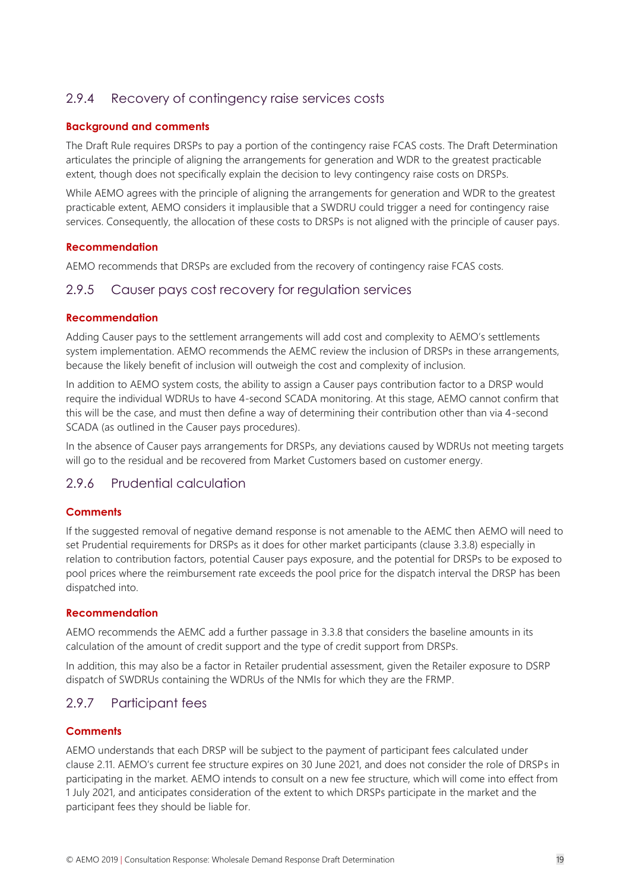### 2.9.4 Recovery of contingency raise services costs

#### Background and comments

The Draft Rule requires DRSPs to pay a portion of the contingency raise FCAS costs. The Draft Determination articulates the principle of aligning the arrangements for generation and WDR to the greatest practicable extent, though does not specifically explain the decision to levy contingency raise costs on DRSPs.

While AEMO agrees with the principle of aligning the arrangements for generation and WDR to the greatest practicable extent, AEMO considers it implausible that a SWDRU could trigger a need for contingency raise services. Consequently, the allocation of these costs to DRSPs is not aligned with the principle of causer pays.

#### Recommendation

AEMO recommends that DRSPs are excluded from the recovery of contingency raise FCAS costs.

### 2.9.5 Causer pays cost recovery for regulation services

#### Recommendation

Adding Causer pays to the settlement arrangements will add cost and complexity to AEMO's settlements system implementation. AEMO recommends the AEMC review the inclusion of DRSPs in these arrangements, because the likely benefit of inclusion will outweigh the cost and complexity of inclusion.

In addition to AEMO system costs, the ability to assign a Causer pays contribution factor to a DRSP would require the individual WDRUs to have 4-second SCADA monitoring. At this stage, AEMO cannot confirm that this will be the case, and must then define a way of determining their contribution other than via 4-second SCADA (as outlined in the Causer pays procedures).

In the absence of Causer pays arrangements for DRSPs, any deviations caused by WDRUs not meeting targets will go to the residual and be recovered from Market Customers based on customer energy.

### 2.9.6 Prudential calculation

#### Comments

If the suggested removal of negative demand response is not amenable to the AEMC then AEMO will need to set Prudential requirements for DRSPs as it does for other market participants (clause 3.3.8) especially in relation to contribution factors, potential Causer pays exposure, and the potential for DRSPs to be exposed to pool prices where the reimbursement rate exceeds the pool price for the dispatch interval the DRSP has been dispatched into.

#### Recommendation

AEMO recommends the AEMC add a further passage in 3.3.8 that considers the baseline amounts in its calculation of the amount of credit support and the type of credit support from DRSPs.

In addition, this may also be a factor in Retailer prudential assessment, given the Retailer exposure to DSRP dispatch of SWDRUs containing the WDRUs of the NMIs for which they are the FRMP.

### 2.9.7 Participant fees

#### Comments

AEMO understands that each DRSP will be subject to the payment of participant fees calculated under clause 2.11. AEMO's current fee structure expires on 30 June 2021, and does not consider the role of DRSPs in participating in the market. AEMO intends to consult on a new fee structure, which will come into effect from 1 July 2021, and anticipates consideration of the extent to which DRSPs participate in the market and the participant fees they should be liable for.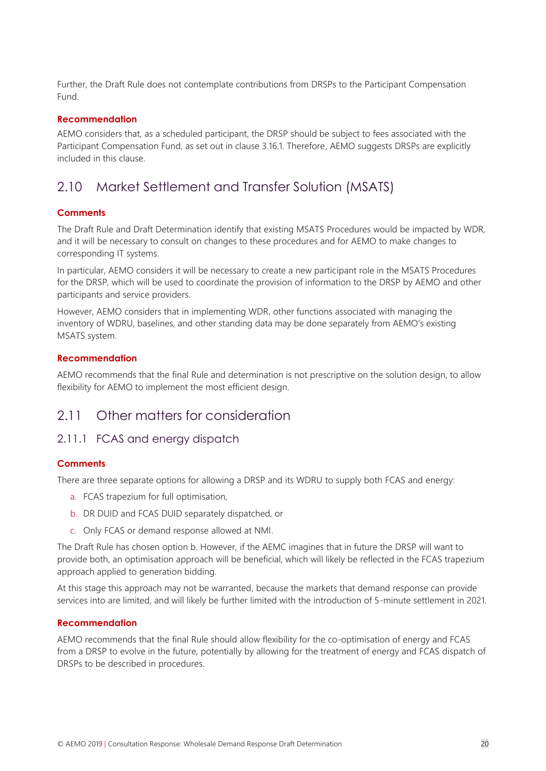Further, the Draft Rule does not contemplate contributions from DRSPs to the Participant Compensation Fund.

**Recommendation**

AEMO considers that, as a scheduled participant, the DRSP should be subject to fees associated with the Participant Compensation Fund, as set out in clause 3.16.1. Therefore, AEMO suggests DRSPs are explicitly included in this clause.

## 2.10 Market Settlement and Transfer Solution (MSATS)

**Comments**

The Draft Rule and Draft Determination identify that existing MSATS Procedures would be impacted by WDR, and it will be necessary to consult on changes to these procedures and for AEMO to make changes to corresponding IT systems.

In particular, AEMO considers it will be necessary to create a new participant role in the MSATS Procedures for the DRSP, which will be used to coordinate the provision of information to the DRSP by AEMO and other participants and service providers.

However, AEMO considers that in implementing WDR, other functions associated with managing the inventory of WDRU, baselines, and other standing data may be done separately from AEMO's existing MSATS system.

**Recommendation**

AEMO recommends that the final Rule and determination is not prescriptive on the solution design, to allow flexibility for AEMO to implement the most efficient design.

## 2.11 Other matters for consideration

### 2.11.1 FCAS and energy dispatch

**Comments**

There are three separate options for allowing a DRSP and its WDRU to supply both FCAS and energy:

a. FCAS trapezium for full optimisation,

b. DR DUID and FCAS DUID separately dispatched, or

c. Only FCAS or demand response allowed at NMI.

The Draft Rule has chosen option b. However, if the AEMC imagines that in future the DRSP will want to provide both, an optimisation approach will be beneficial, which will likely be reflected in the FCAS trapezium approach applied to generation bidding.

At this stage this approach may not be warranted, because the markets that demand response can provide services into are limited, and will likely be further limited with the introduction of 5-minute settlement in 2021.

**Recommendation**

AEMO recommends that the final Rule should allow flexibility for the co-optimisation of energy and FCAS from a DRSP to evolve in the future, potentially by allowing for the treatment of energy and FCAS dispatch of DRSPs to be described in procedures.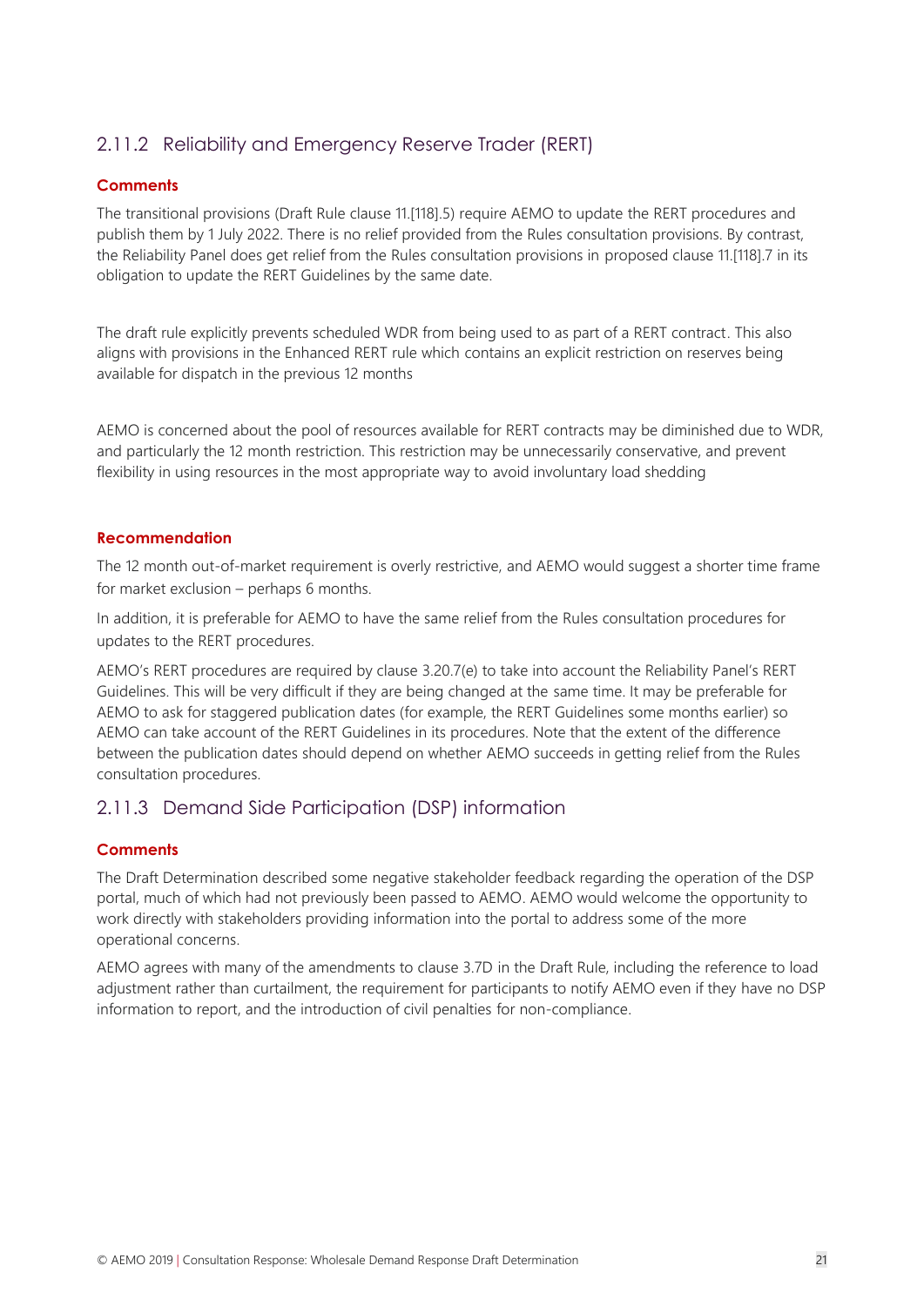### 2.11.2 Reliability and Emergency Reserve Trader (RERT)

**Comments**

The transitional provisions (Draft Rule clause 11.[118].5) require AEMO to update the RERT procedures and publish them by 1 July 2022. There is no relief provided from the Rules consultation provisions. By contrast, the Reliability Panel does get relief from the Rules consultation provisions in proposed clause 11.[118].7 in its obligation to update the RERT Guidelines by the same date.

The draft rule explicitly prevents scheduled WDR from being used to as part of a RERT contract. This also aligns with provisions in the Enhanced RERT rule which contains an explicit restriction on reserves being available for dispatch in the previous 12 months

AEMO is concerned about the pool of resources available for RERT contracts may be diminished due to WDR, and particularly the 12 month restriction. This restriction may be unnecessarily conservative, and prevent flexibility in using resources in the most appropriate way to avoid involuntary load shedding

**Recommendation**

The 12 month out-of-market requirement is overly restrictive, and AEMO would suggest a shorter time frame for market exclusion – perhaps 6 months.

In addition, it is preferable for AEMO to have the same relief from the Rules consultation procedures for updates to the RERT procedures.

AEMO's RERT procedures are required by clause 3.20.7(e) to take into account the Reliability Panel's RERT Guidelines. This will be very difficult if they are being changed at the same time. It may be preferable for AEMO to ask for staggered publication dates (for example, the RERT Guidelines some months earlier) so AEMO can take account of the RERT Guidelines in its procedures. Note that the extent of the difference between the publication dates should depend on whether AEMO succeeds in getting relief from the Rules consultation procedures.

### 2.11.3 Demand Side Participation (DSP) information

**Comments**

The Draft Determination described some negative stakeholder feedback regarding the operation of the DSP portal, much of which had not previously been passed to AEMO. AEMO would welcome the opportunity to work directly with stakeholders providing information into the portal to address some of the more operational concerns.

AEMO agrees with many of the amendments to clause 3.7D in the Draft Rule, including the reference to load adjustment rather than curtailment, the requirement for participants to notify AEMO even if they have no DSP information to report, and the introduction of civil penalties for non-compliance.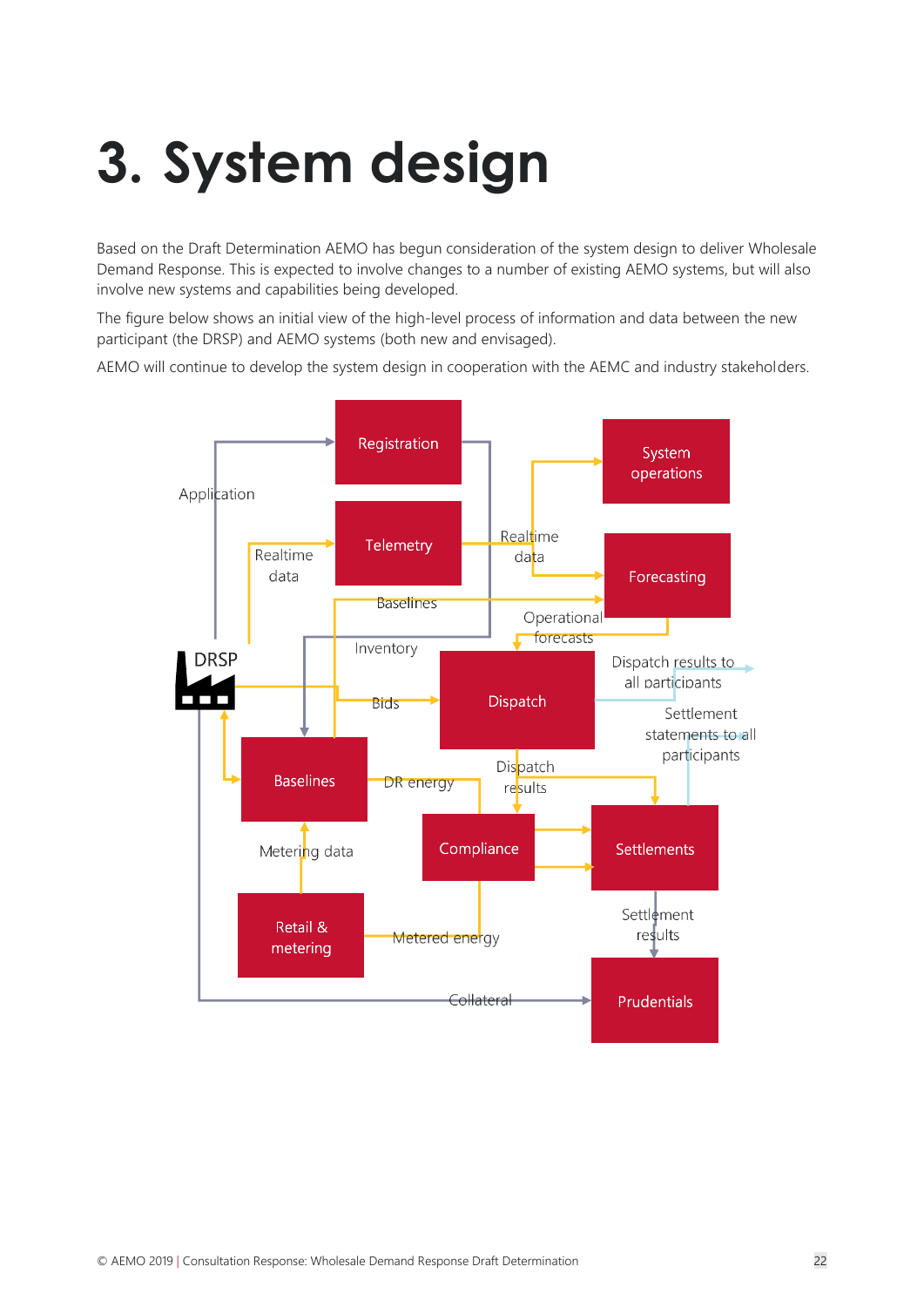# 3. System design

Based on the Draft Determination AEMO has begun consideration of the system design to deliver Wholesale Demand Response. This is expected to involve changes to a number of existing AEMO systems, but will also involve new systems and capabilities being developed.

The figure below shows an initial view of the high-level process of information and data between the new participant (the DRSP) and AEMO systems (both new and envisaged).

AEMO will continue to develop the system design in cooperation with the AEMC and industry stakeholders.

Registration
System operations
Application
Telemetry
Realtime data
Realtime data
Forecasting
Baselines
Operational forecasts
Inventory
DRSP
Dispatch
Dispatch results to all participants
Bids
Settlement statements to all participants
Baselines
DR energy
Dispatch results
Compliance
Settlements
Metering data
Retail & metering
Settlement results
Metered energy
Collateral
Prudentials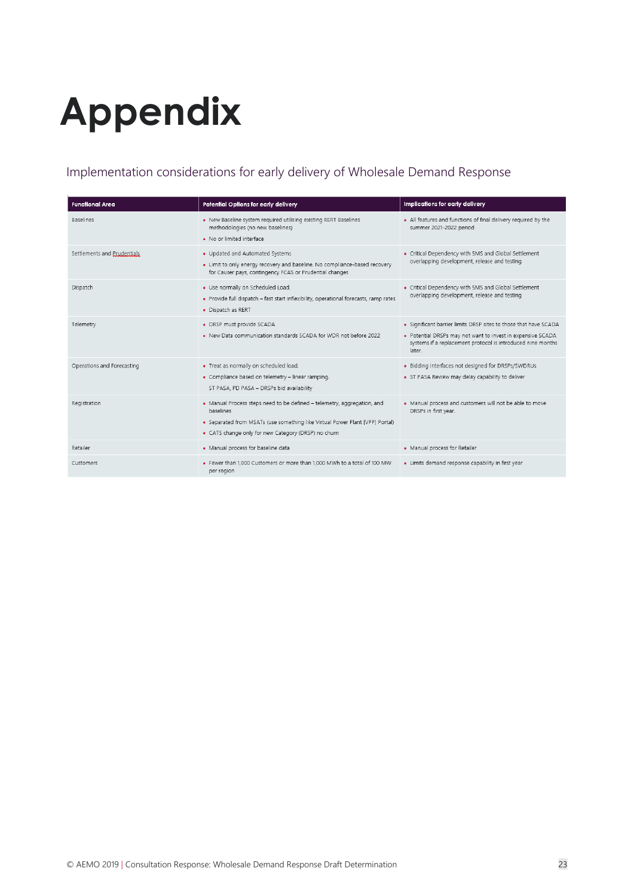# Appendix

## Implementation considerations for early delivery of Wholesale Demand Response

| Functional Area | Potential Options for early delivery | Implications for early delivery |
|---|---|---|
| Baselines | • New Baseline system required utilising existing RERT Baselines methodologies (no new baselines)<br>• No or limited interface | • All features and functions of final delivery required by the summer 2021-2022 period |
| Settlements and Prudentials | • Updated and Automated Systems<br>• Limit to only energy recovery and baseline. No compliance-based recovery for Causer pays, contingency FCAS or Prudential changes | • Critical Dependency with 5MS and Global Settlement overlapping development, release and testing |
| Dispatch | • Use normally on Scheduled Load.<br>• Provide full dispatch – fast start inflexibility, operational forecasts, ramp rates<br>• Dispatch as RERT | • Critical Dependency with 5MS and Global Settlement overlapping development, release and testing |
| Telemetry | • DRSP must provide SCADA<br>• New Data communication standards SCADA for WDR not before 2022 | • Significant barrier limits DRSP sites to those that have SCADA<br>• Potential DRSPs may not want to invest in expensive SCADA systems if a replacement protocol is introduced nine months later. |
| Operations and Forecasting | • Treat as normally on scheduled load.<br>• Compliance based on telemetry – linear ramping.<br>ST PASA, PD PASA – DRSPs bid availability | • Bidding interfaces not designed for DRSPs/SWDRUs<br>• ST PASA Review may delay capability to deliver |
| Registration | • Manual Process steps need to be defined – telemetry, aggregation, and baselines<br>• Separated from MSATs (use something like Virtual Power Plant (VPP) Portal)<br>• CATS change only for new Category (DRSP) no churn | • Manual process and customers will not be able to move DRSPs in first year. |
| Retailer | • Manual process for baseline data | • Manual process for Retailer |
| Customers | • Fewer than 1,000 Customers or more than 1,000 MWh to a total of 100 MW per region | • Limits demand response capability in first year |

© AEMO 2019 | Consultation Response: Wholesale Demand Response Draft Determination